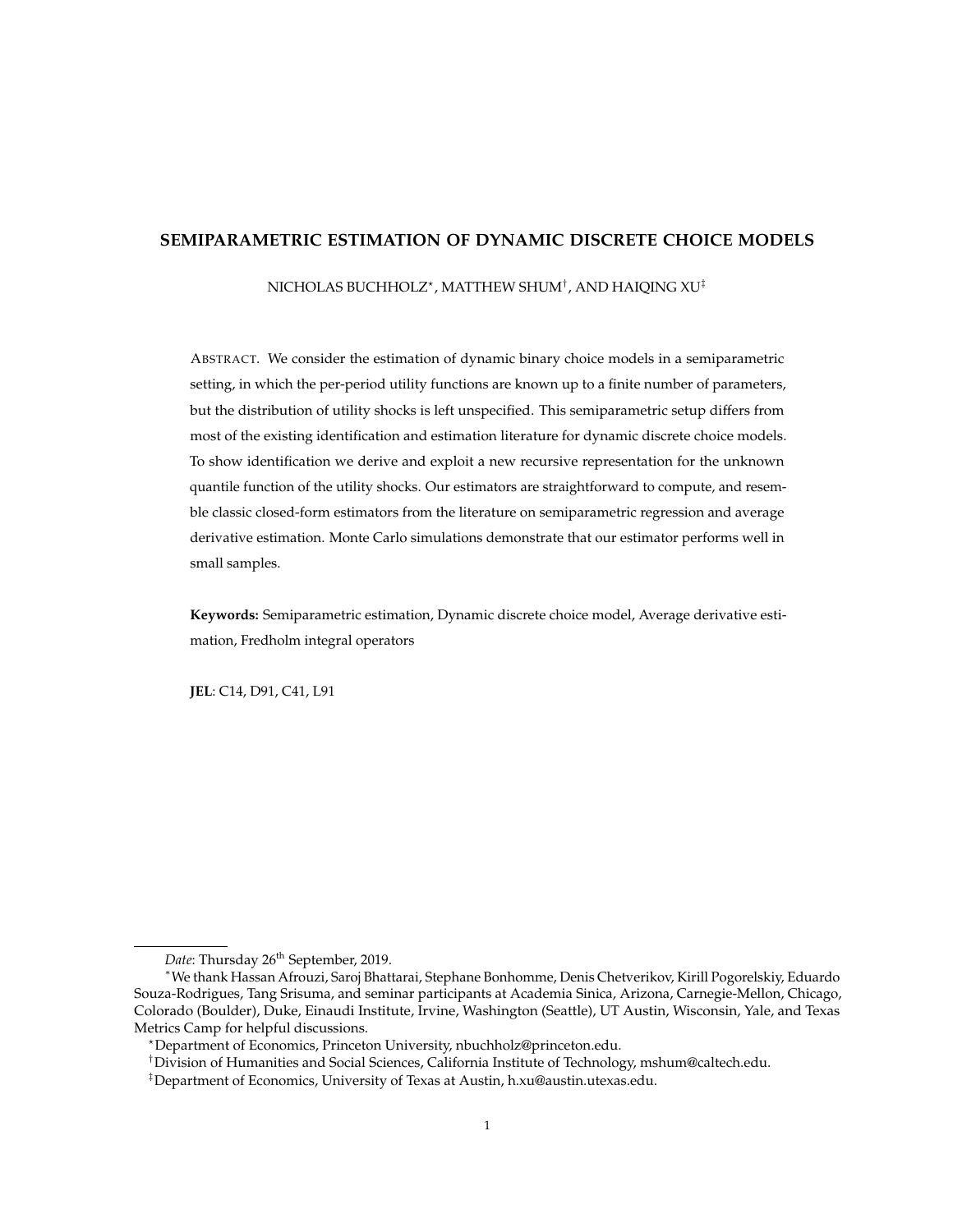# SEMIPARAMETRIC ESTIMATION OF DYNAMIC DISCRETE CHOICE MODELS

NICHOLAS BUCHHOLZ[⋆], MATTHEW SHUM[†], AND HAIQING XU[‡]

ABSTRACT. We consider the estimation of dynamic binary choice models in a semiparametric setting, in which the per-period utility functions are known up to a finite number of parameters, but the distribution of utility shocks is left unspecified. This semiparametric setup differs from most of the existing identification and estimation literature for dynamic discrete choice models. To show identification we derive and exploit a new recursive representation for the unknown quantile function of the utility shocks. Our estimators are straightforward to compute, and resemble classic closed-form estimators from the literature on semiparametric regression and average derivative estimation. Monte Carlo simulations demonstrate that our estimator performs well in small samples.

**Keywords:** Semiparametric estimation, Dynamic discrete choice model, Average derivative estimation, Fredholm integral operators

**JEL**: C14, D91, C41, L91

---

*Date*: Thursday 26th September, 2019.

[*]We thank Hassan Afrouzi, Saroj Bhattarai, Stephane Bonhomme, Denis Chetverikov, Kirill Pogorelskiy, Eduardo Souza-Rodrigues, Tang Srisuma, and seminar participants at Academia Sinica, Arizona, Carnegie-Mellon, Chicago, Colorado (Boulder), Duke, Einaudi Institute, Irvine, Washington (Seattle), UT Austin, Wisconsin, Yale, and Texas Metrics Camp for helpful discussions.

[⋆]Department of Economics, Princeton University, nbuchholz@princeton.edu.

[†]Division of Humanities and Social Sciences, California Institute of Technology, mshum@caltech.edu.

[‡]Department of Economics, University of Texas at Austin, h.xu@austin.utexas.edu.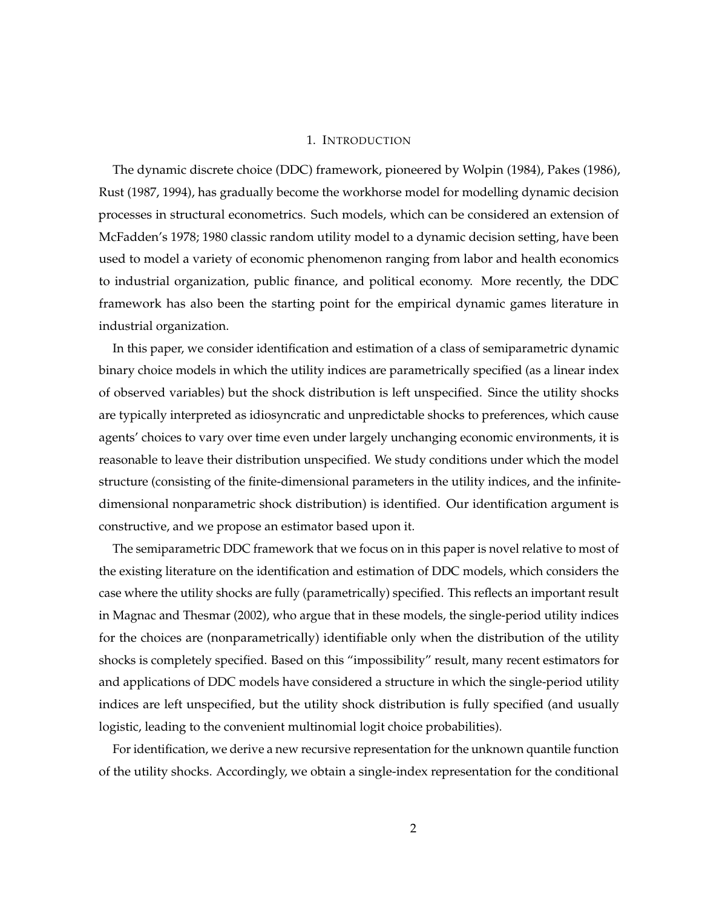# 1. Introduction

The dynamic discrete choice (DDC) framework, pioneered by Wolpin (1984), Pakes (1986), Rust (1987, 1994), has gradually become the workhorse model for modelling dynamic decision processes in structural econometrics. Such models, which can be considered an extension of McFadden's 1978; 1980 classic random utility model to a dynamic decision setting, have been used to model a variety of economic phenomenon ranging from labor and health economics to industrial organization, public finance, and political economy. More recently, the DDC framework has also been the starting point for the empirical dynamic games literature in industrial organization.

In this paper, we consider identification and estimation of a class of semiparametric dynamic binary choice models in which the utility indices are parametrically specified (as a linear index of observed variables) but the shock distribution is left unspecified. Since the utility shocks are typically interpreted as idiosyncratic and unpredictable shocks to preferences, which cause agents' choices to vary over time even under largely unchanging economic environments, it is reasonable to leave their distribution unspecified. We study conditions under which the model structure (consisting of the finite-dimensional parameters in the utility indices, and the infinite-dimensional nonparametric shock distribution) is identified. Our identification argument is constructive, and we propose an estimator based upon it.

The semiparametric DDC framework that we focus on in this paper is novel relative to most of the existing literature on the identification and estimation of DDC models, which considers the case where the utility shocks are fully (parametrically) specified. This reflects an important result in Magnac and Thesmar (2002), who argue that in these models, the single-period utility indices for the choices are (nonparametrically) identifiable only when the distribution of the utility shocks is completely specified. Based on this "impossibility" result, many recent estimators for and applications of DDC models have considered a structure in which the single-period utility indices are left unspecified, but the utility shock distribution is fully specified (and usually logistic, leading to the convenient multinomial logit choice probabilities).

For identification, we derive a new recursive representation for the unknown quantile function of the utility shocks. Accordingly, we obtain a single-index representation for the conditional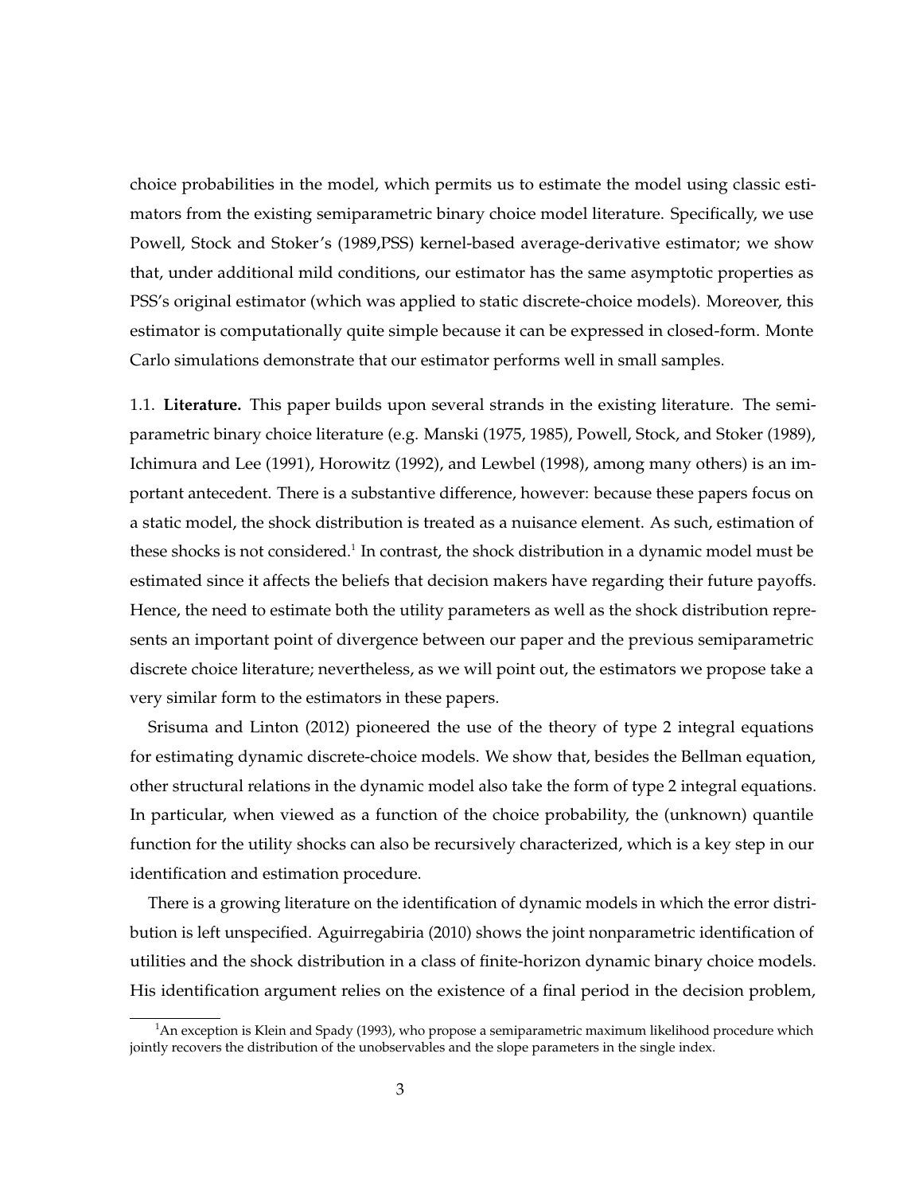choice probabilities in the model, which permits us to estimate the model using classic estimators from the existing semiparametric binary choice model literature. Specifically, we use Powell, Stock and Stoker's (1989,PSS) kernel-based average-derivative estimator; we show that, under additional mild conditions, our estimator has the same asymptotic properties as PSS's original estimator (which was applied to static discrete-choice models). Moreover, this estimator is computationally quite simple because it can be expressed in closed-form. Monte Carlo simulations demonstrate that our estimator performs well in small samples.

1.1. **Literature.** This paper builds upon several strands in the existing literature. The semiparametric binary choice literature (e.g. Manski (1975, 1985), Powell, Stock, and Stoker (1989), Ichimura and Lee (1991), Horowitz (1992), and Lewbel (1998), among many others) is an important antecedent. There is a substantive difference, however: because these papers focus on a static model, the shock distribution is treated as a nuisance element. As such, estimation of these shocks is not considered.[1] In contrast, the shock distribution in a dynamic model must be estimated since it affects the beliefs that decision makers have regarding their future payoffs. Hence, the need to estimate both the utility parameters as well as the shock distribution represents an important point of divergence between our paper and the previous semiparametric discrete choice literature; nevertheless, as we will point out, the estimators we propose take a very similar form to the estimators in these papers.

Srisuma and Linton (2012) pioneered the use of the theory of type 2 integral equations for estimating dynamic discrete-choice models. We show that, besides the Bellman equation, other structural relations in the dynamic model also take the form of type 2 integral equations. In particular, when viewed as a function of the choice probability, the (unknown) quantile function for the utility shocks can also be recursively characterized, which is a key step in our identification and estimation procedure.

There is a growing literature on the identification of dynamic models in which the error distribution is left unspecified. Aguirregabiria (2010) shows the joint nonparametric identification of utilities and the shock distribution in a class of finite-horizon dynamic binary choice models. His identification argument relies on the existence of a final period in the decision problem,

[1] An exception is Klein and Spady (1993), who propose a semiparametric maximum likelihood procedure which jointly recovers the distribution of the unobservables and the slope parameters in the single index.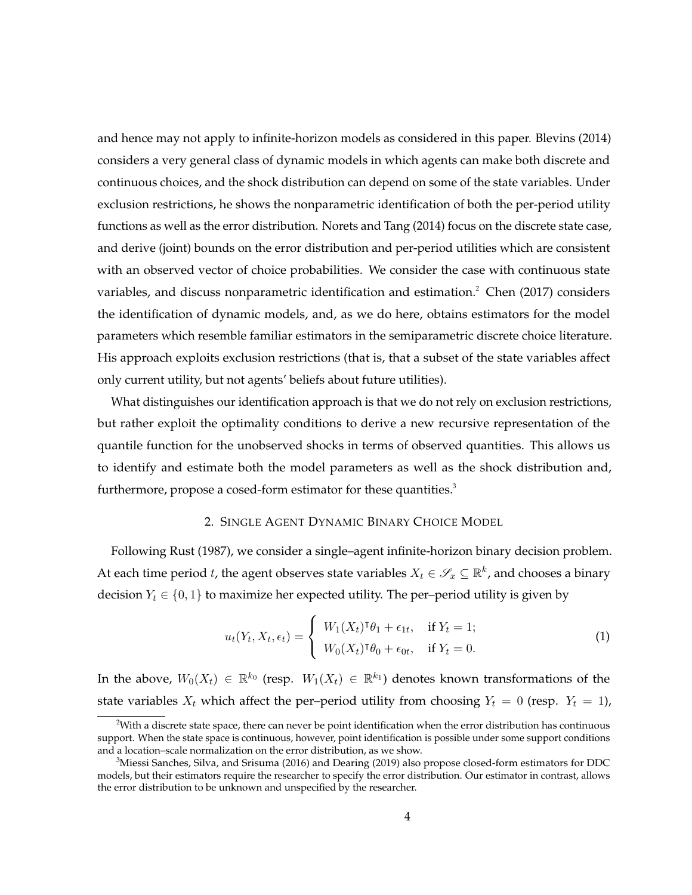and hence may not apply to infinite-horizon models as considered in this paper. Blevins (2014) considers a very general class of dynamic models in which agents can make both discrete and continuous choices, and the shock distribution can depend on some of the state variables. Under exclusion restrictions, he shows the nonparametric identification of both the per-period utility functions as well as the error distribution. Norets and Tang (2014) focus on the discrete state case, and derive (joint) bounds on the error distribution and per-period utilities which are consistent with an observed vector of choice probabilities. We consider the case with continuous state variables, and discuss nonparametric identification and estimation.[2] Chen (2017) considers the identification of dynamic models, and, as we do here, obtains estimators for the model parameters which resemble familiar estimators in the semiparametric discrete choice literature. His approach exploits exclusion restrictions (that is, that a subset of the state variables affect only current utility, but not agents' beliefs about future utilities).

What distinguishes our identification approach is that we do not rely on exclusion restrictions, but rather exploit the optimality conditions to derive a new recursive representation of the quantile function for the unobserved shocks in terms of observed quantities. This allows us to identify and estimate both the model parameters as well as the shock distribution and, furthermore, propose a cosed-form estimator for these quantities.[3]

## 2. Single Agent Dynamic Binary Choice Model

Following Rust (1987), we consider a single–agent infinite-horizon binary decision problem. At each time period $t$, the agent observes state variables $X_t \in \mathscr{S}_x \subseteq \mathbb{R}^k$, and chooses a binary decision $Y_t \in \{0, 1\}$ to maximize her expected utility. The per–period utility is given by

$$u_t(Y_t, X_t, \epsilon_t) = \begin{cases} W_1(X_t)^\intercal \theta_1 + \epsilon_{1t}, & \text{if } Y_t = 1; \\ W_0(X_t)^\intercal \theta_0 + \epsilon_{0t}, & \text{if } Y_t = 0. \end{cases} \tag{1}$$

In the above, $W_0(X_t) \in \mathbb{R}^{k_0}$ (resp. $W_1(X_t) \in \mathbb{R}^{k_1}$) denotes known transformations of the state variables $X_t$ which affect the per–period utility from choosing $Y_t = 0$ (resp. $Y_t = 1$),

[2]With a discrete state space, there can never be point identification when the error distribution has continuous support. When the state space is continuous, however, point identification is possible under some support conditions and a location–scale normalization on the error distribution, as we show.

[3]Miessi Sanches, Silva, and Srisuma (2016) and Dearing (2019) also propose closed-form estimators for DDC models, but their estimators require the researcher to specify the error distribution. Our estimator in contrast, allows the error distribution to be unknown and unspecified by the researcher.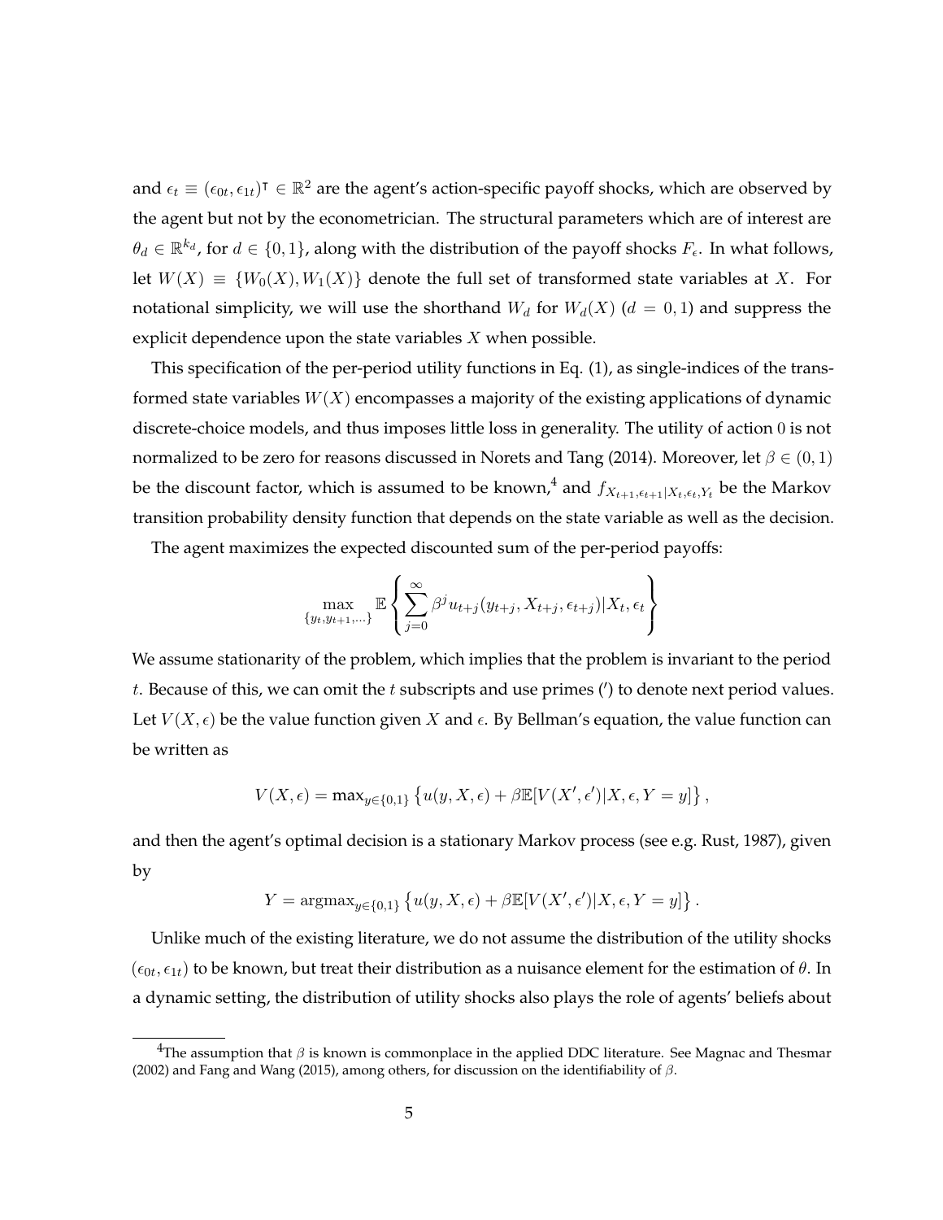and $\epsilon_t \equiv (\epsilon_{0t}, \epsilon_{1t})^\intercal \in \mathbb{R}^2$ are the agent's action-specific payoff shocks, which are observed by the agent but not by the econometrician. The structural parameters which are of interest are $\theta_d \in \mathbb{R}^{k_d}$, for $d \in \{0, 1\}$, along with the distribution of the payoff shocks $F_\epsilon$. In what follows, let $W(X) \equiv \{W_0(X), W_1(X)\}$ denote the full set of transformed state variables at $X$. For notational simplicity, we will use the shorthand $W_d$ for $W_d(X)$ ($d = 0, 1$) and suppress the explicit dependence upon the state variables $X$ when possible.

This specification of the per-period utility functions in Eq. (1), as single-indices of the transformed state variables $W(X)$ encompasses a majority of the existing applications of dynamic discrete-choice models, and thus imposes little loss in generality. The utility of action 0 is not normalized to be zero for reasons discussed in Norets and Tang (2014). Moreover, let $\beta \in (0, 1)$ be the discount factor, which is assumed to be known,[4] and $f_{X_{t+1}, \epsilon_{t+1}|X_t, \epsilon_t, Y_t}$ be the Markov transition probability density function that depends on the state variable as well as the decision.

The agent maximizes the expected discounted sum of the per-period payoffs:

$$\max_{\{y_t, y_{t+1}, \ldots\}} \mathbb{E}\left\{\sum_{j=0}^{\infty} \beta^j u_{t+j}(y_{t+j}, X_{t+j}, \epsilon_{t+j}) | X_t, \epsilon_t\right\}$$

We assume stationarity of the problem, which implies that the problem is invariant to the period $t$. Because of this, we can omit the $t$ subscripts and use primes ($'$) to denote next period values. Let $V(X, \epsilon)$ be the value function given $X$ and $\epsilon$. By Bellman's equation, the value function can be written as

$$V(X, \epsilon) = \max_{y \in \{0,1\}} \left\{u(y, X, \epsilon) + \beta \mathbb{E}[V(X', \epsilon')|X, \epsilon, Y = y]\right\},$$

and then the agent's optimal decision is a stationary Markov process (see e.g. Rust, 1987), given by

$$Y = \text{argmax}_{y \in \{0,1\}} \left\{u(y, X, \epsilon) + \beta \mathbb{E}[V(X', \epsilon')|X, \epsilon, Y = y]\right\}.$$

Unlike much of the existing literature, we do not assume the distribution of the utility shocks $(\epsilon_{0t}, \epsilon_{1t})$ to be known, but treat their distribution as a nuisance element for the estimation of $\theta$. In a dynamic setting, the distribution of utility shocks also plays the role of agents' beliefs about

[4] The assumption that $\beta$ is known is commonplace in the applied DDC literature. See Magnac and Thesmar (2002) and Fang and Wang (2015), among others, for discussion on the identifiability of $\beta$.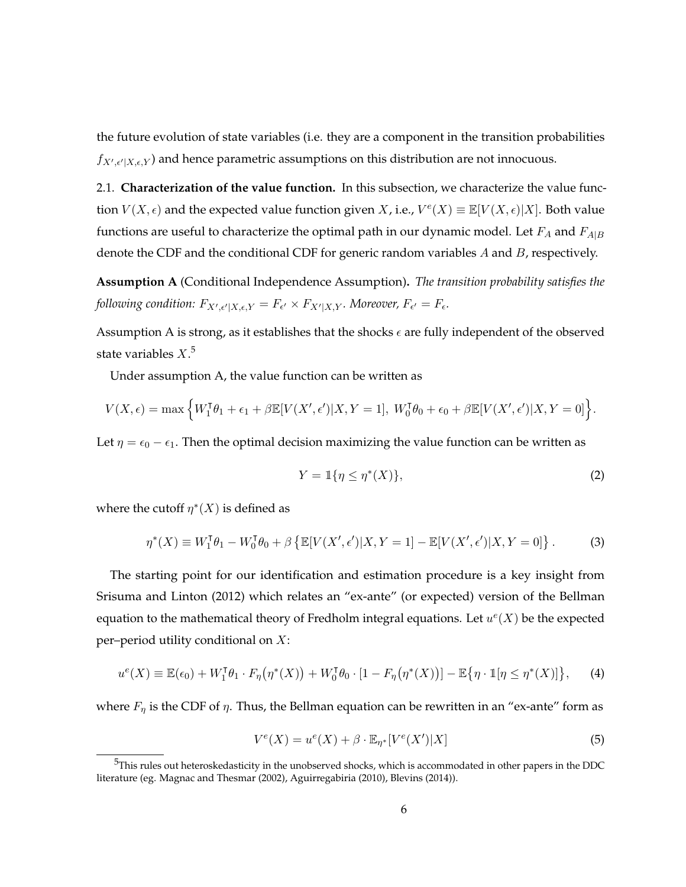the future evolution of state variables (i.e. they are a component in the transition probabilities $f_{X',\epsilon'|X,\epsilon,Y}$) and hence parametric assumptions on this distribution are not innocuous.

2.1. **Characterization of the value function.** In this subsection, we characterize the value function $V(X,\epsilon)$ and the expected value function given $X$, i.e., $V^e(X) \equiv \mathbb{E}[V(X,\epsilon)|X]$. Both value functions are useful to characterize the optimal path in our dynamic model. Let $F_A$ and $F_{A|B}$ denote the CDF and the conditional CDF for generic random variables $A$ and $B$, respectively.

**Assumption A** (Conditional Independence Assumption)**.** *The transition probability satisfies the following condition: $F_{X',\epsilon'|X,\epsilon,Y} = F_{\epsilon'} \times F_{X'|X,Y}$. Moreover, $F_{\epsilon'} = F_{\epsilon}$.*

Assumption A is strong, as it establishes that the shocks $\epsilon$ are fully independent of the observed state variables $X$.[5]

Under assumption A, the value function can be written as

$$V(X,\epsilon) = \max\Big\{W_1^{\intercal}\theta_1 + \epsilon_1 + \beta\mathbb{E}[V(X',\epsilon')|X, Y=1],\; W_0^{\intercal}\theta_0 + \epsilon_0 + \beta\mathbb{E}[V(X',\epsilon')|X, Y=0]\Big\}.$$

Let $\eta = \epsilon_0 - \epsilon_1$. Then the optimal decision maximizing the value function can be written as

$$Y = \mathbb{1}\{\eta \leq \eta^*(X)\}, \tag{2}$$

where the cutoff $\eta^*(X)$ is defined as

$$\eta^*(X) \equiv W_1^{\intercal}\theta_1 - W_0^{\intercal}\theta_0 + \beta\left\{\mathbb{E}[V(X',\epsilon')|X, Y=1] - \mathbb{E}[V(X',\epsilon')|X, Y=0]\right\}. \tag{3}$$

The starting point for our identification and estimation procedure is a key insight from Srisuma and Linton (2012) which relates an "ex-ante" (or expected) version of the Bellman equation to the mathematical theory of Fredholm integral equations. Let $u^e(X)$ be the expected per–period utility conditional on $X$:

$$u^e(X) \equiv \mathbb{E}(\epsilon_0) + W_1^{\intercal}\theta_1 \cdot F_\eta\big(\eta^*(X)\big) + W_0^{\intercal}\theta_0 \cdot [1 - F_\eta\big(\eta^*(X)\big)] - \mathbb{E}\big\{\eta \cdot \mathbb{1}[\eta \leq \eta^*(X)]\big\}, \tag{4}$$

where $F_\eta$ is the CDF of $\eta$. Thus, the Bellman equation can be rewritten in an "ex-ante" form as

$$V^e(X) = u^e(X) + \beta \cdot \mathbb{E}_{\eta^*}[V^e(X')|X] \tag{5}$$

[5] This rules out heteroskedasticity in the unobserved shocks, which is accommodated in other papers in the DDC literature (eg. Magnac and Thesmar (2002), Aguirregabiria (2010), Blevins (2014)).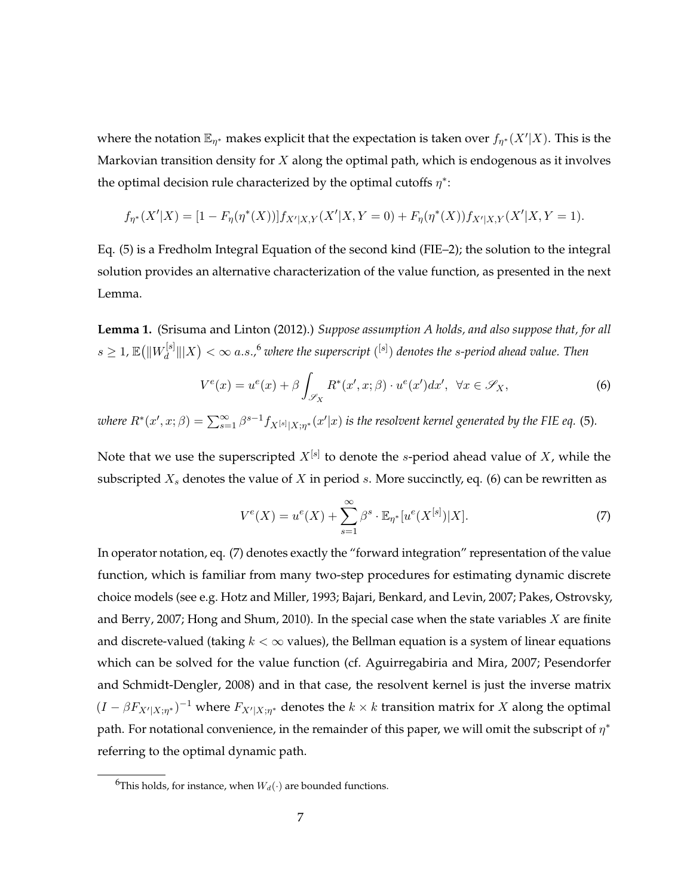where the notation $\mathbb{E}_{\eta^*}$ makes explicit that the expectation is taken over $f_{\eta^*}(X'|X)$. This is the Markovian transition density for $X$ along the optimal path, which is endogenous as it involves the optimal decision rule characterized by the optimal cutoffs $\eta^*$:

$$f_{\eta^*}(X'|X) = [1 - F_\eta(\eta^*(X))] f_{X'|X,Y}(X'|X, Y = 0) + F_\eta(\eta^*(X)) f_{X'|X,Y}(X'|X, Y = 1).$$

Eq. (5) is a Fredholm Integral Equation of the second kind (FIE–2); the solution to the integral solution provides an alternative characterization of the value function, as presented in the next Lemma.

**Lemma 1.** (Srisuma and Linton (2012).) *Suppose assumption A holds, and also suppose that, for all $s \geq 1$, $\mathbb{E}(\|W_d^{[s]}\||X) < \infty$ a.s.,[6] where the superscript $(^{[s]})$ denotes the s-period ahead value. Then*

$$V^e(x) = u^e(x) + \beta \int_{\mathscr{S}_X} R^*(x', x; \beta) \cdot u^e(x') dx', \ \ \forall x \in \mathscr{S}_X, \tag{6}$$

*where $R^*(x', x; \beta) = \sum_{s=1}^{\infty} \beta^{s-1} f_{X^{[s]}|X;\eta^*}(x'|x)$ is the resolvent kernel generated by the FIE eq. (5).*

Note that we use the superscripted $X^{[s]}$ to denote the $s$-period ahead value of $X$, while the subscripted $X_s$ denotes the value of $X$ in period $s$. More succinctly, eq. (6) can be rewritten as

$$V^e(X) = u^e(X) + \sum_{s=1}^{\infty} \beta^s \cdot \mathbb{E}_{\eta^*}[u^e(X^{[s]})|X]. \tag{7}$$

In operator notation, eq. (7) denotes exactly the "forward integration" representation of the value function, which is familiar from many two-step procedures for estimating dynamic discrete choice models (see e.g. Hotz and Miller, 1993; Bajari, Benkard, and Levin, 2007; Pakes, Ostrovsky, and Berry, 2007; Hong and Shum, 2010). In the special case when the state variables $X$ are finite and discrete-valued (taking $k < \infty$ values), the Bellman equation is a system of linear equations which can be solved for the value function (cf. Aguirregabiria and Mira, 2007; Pesendorfer and Schmidt-Dengler, 2008) and in that case, the resolvent kernel is just the inverse matrix $(I - \beta F_{X'|X;\eta^*})^{-1}$ where $F_{X'|X;\eta^*}$ denotes the $k \times k$ transition matrix for $X$ along the optimal path. For notational convenience, in the remainder of this paper, we will omit the subscript of $\eta^*$ referring to the optimal dynamic path.

[6] This holds, for instance, when $W_d(\cdot)$ are bounded functions.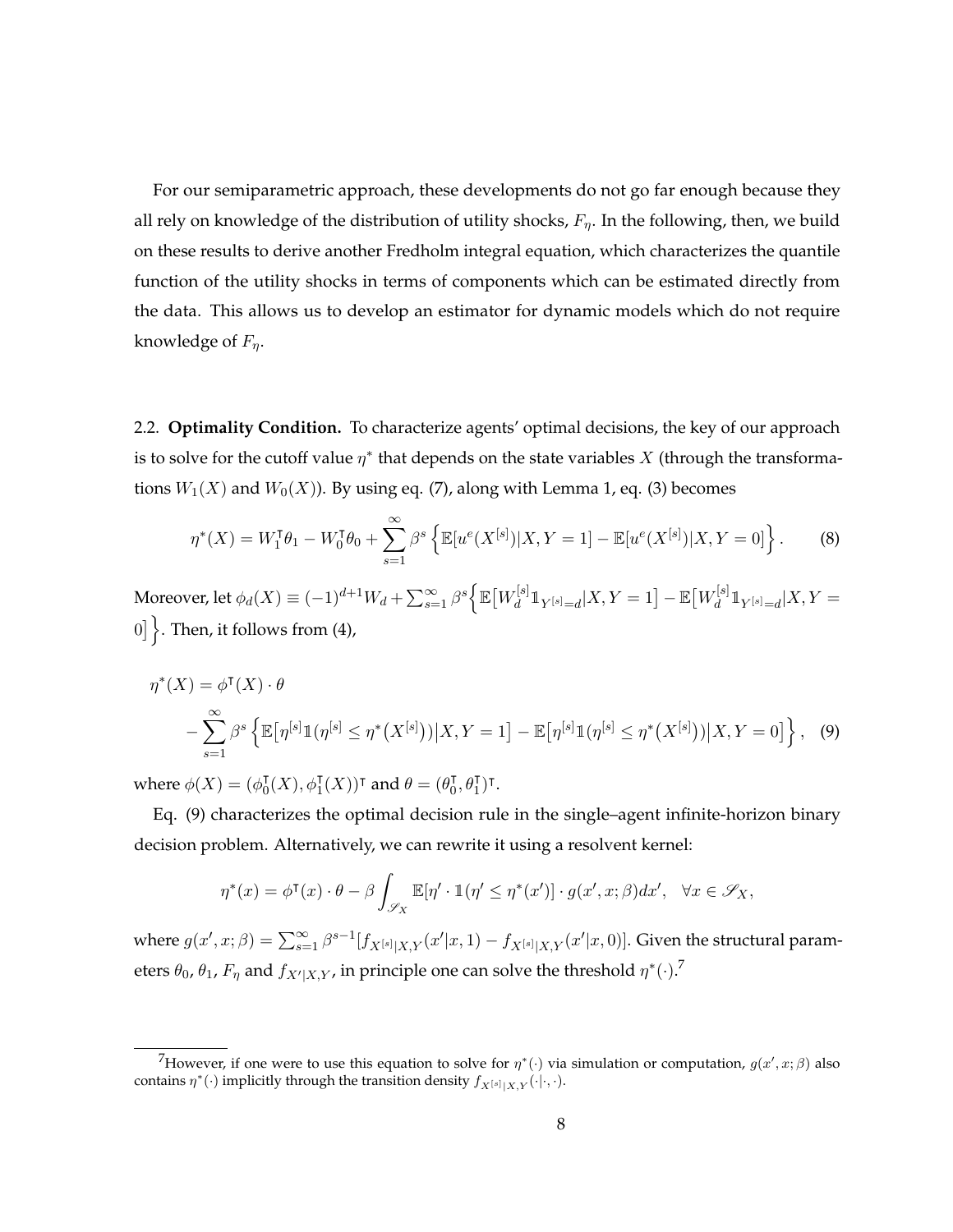For our semiparametric approach, these developments do not go far enough because they all rely on knowledge of the distribution of utility shocks, $F_\eta$. In the following, then, we build on these results to derive another Fredholm integral equation, which characterizes the quantile function of the utility shocks in terms of components which can be estimated directly from the data. This allows us to develop an estimator for dynamic models which do not require knowledge of $F_\eta$.

2.2. **Optimality Condition.** To characterize agents' optimal decisions, the key of our approach is to solve for the cutoff value $\eta^*$ that depends on the state variables $X$ (through the transformations $W_1(X)$ and $W_0(X)$). By using eq. (7), along with Lemma 1, eq. (3) becomes

$$\eta^*(X) = W_1^\intercal \theta_1 - W_0^\intercal \theta_0 + \sum_{s=1}^{\infty} \beta^s \left\{ \mathbb{E}[u^e(X^{[s]})|X, Y=1] - \mathbb{E}[u^e(X^{[s]})|X, Y=0] \right\}. \tag{8}$$

Moreover, let $\phi_d(X) \equiv (-1)^{d+1} W_d + \sum_{s=1}^{\infty} \beta^s \Big\{ \mathbb{E}\big[W_d^{[s]} \mathbb{1}_{Y^{[s]}=d} | X, Y=1\big] - \mathbb{E}\big[W_d^{[s]} \mathbb{1}_{Y^{[s]}=d} | X, Y=0\big] \Big\}$. Then, it follows from (4),

$$\begin{aligned} \eta^*(X) &= \phi^\intercal(X) \cdot \theta \\ &\quad - \sum_{s=1}^{\infty} \beta^s \left\{ \mathbb{E}\big[\eta^{[s]} \mathbb{1}(\eta^{[s]} \leq \eta^*(X^{[s]})) \big| X, Y=1\big] - \mathbb{E}\big[\eta^{[s]} \mathbb{1}(\eta^{[s]} \leq \eta^*(X^{[s]})) \big| X, Y=0\big] \right\}, \end{aligned} \tag{9}$$

where $\phi(X) = (\phi_0^\intercal(X), \phi_1^\intercal(X))^\intercal$ and $\theta = (\theta_0^\intercal, \theta_1^\intercal)^\intercal$.

Eq. (9) characterizes the optimal decision rule in the single–agent infinite-horizon binary decision problem. Alternatively, we can rewrite it using a resolvent kernel:

$$\eta^*(x) = \phi^\intercal(x) \cdot \theta - \beta \int_{\mathscr{S}_X} \mathbb{E}[\eta' \cdot \mathbb{1}(\eta' \leq \eta^*(x'))] \cdot g(x', x; \beta) dx', \quad \forall x \in \mathscr{S}_X,$$

where $g(x', x; \beta) = \sum_{s=1}^{\infty} \beta^{s-1} [f_{X^{[s]}|X,Y}(x'|x, 1) - f_{X^{[s]}|X,Y}(x'|x, 0)]$. Given the structural parameters $\theta_0$, $\theta_1$, $F_\eta$ and $f_{X'|X,Y}$, in principle one can solve the threshold $\eta^*(\cdot)$.[7]

[7] However, if one were to use this equation to solve for $\eta^*(\cdot)$ via simulation or computation, $g(x', x; \beta)$ also contains $\eta^*(\cdot)$ implicitly through the transition density $f_{X^{[s]}|X,Y}(\cdot|\cdot, \cdot)$.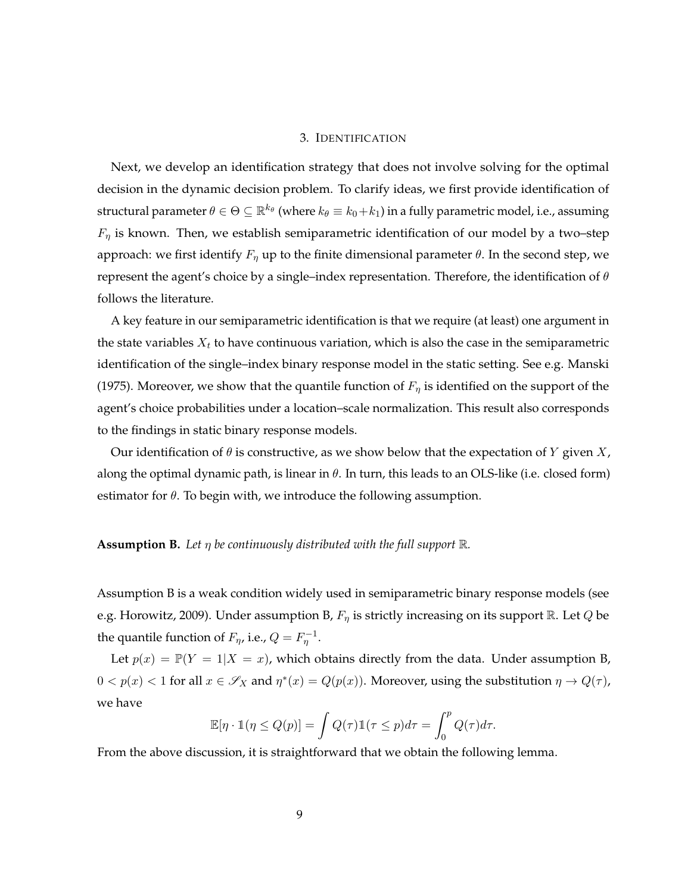## 3. IDENTIFICATION

Next, we develop an identification strategy that does not involve solving for the optimal decision in the dynamic decision problem. To clarify ideas, we first provide identification of structural parameter $\theta \in \Theta \subseteq \mathbb{R}^{k_\theta}$ (where $k_\theta \equiv k_0 + k_1$) in a fully parametric model, i.e., assuming $F_\eta$ is known. Then, we establish semiparametric identification of our model by a two–step approach: we first identify $F_\eta$ up to the finite dimensional parameter $\theta$. In the second step, we represent the agent's choice by a single–index representation. Therefore, the identification of $\theta$ follows the literature.

A key feature in our semiparametric identification is that we require (at least) one argument in the state variables $X_t$ to have continuous variation, which is also the case in the semiparametric identification of the single–index binary response model in the static setting. See e.g. Manski (1975). Moreover, we show that the quantile function of $F_\eta$ is identified on the support of the agent's choice probabilities under a location–scale normalization. This result also corresponds to the findings in static binary response models.

Our identification of $\theta$ is constructive, as we show below that the expectation of $Y$ given $X$, along the optimal dynamic path, is linear in $\theta$. In turn, this leads to an OLS-like (i.e. closed form) estimator for $\theta$. To begin with, we introduce the following assumption.

**Assumption B.** *Let $\eta$ be continuously distributed with the full support $\mathbb{R}$.*

Assumption B is a weak condition widely used in semiparametric binary response models (see e.g. Horowitz, 2009). Under assumption B, $F_\eta$ is strictly increasing on its support $\mathbb{R}$. Let $Q$ be the quantile function of $F_\eta$, i.e., $Q = F_\eta^{-1}$.

Let $p(x) = \mathbb{P}(Y = 1 | X = x)$, which obtains directly from the data. Under assumption B, $0 < p(x) < 1$ for all $x \in \mathscr{S}_X$ and $\eta^*(x) = Q(p(x))$. Moreover, using the substitution $\eta \to Q(\tau)$, we have

$$\mathbb{E}[\eta \cdot \mathbb{1}(\eta \leq Q(p)] = \int Q(\tau)\mathbb{1}(\tau \leq p)d\tau = \int_0^p Q(\tau)d\tau.$$

From the above discussion, it is straightforward that we obtain the following lemma.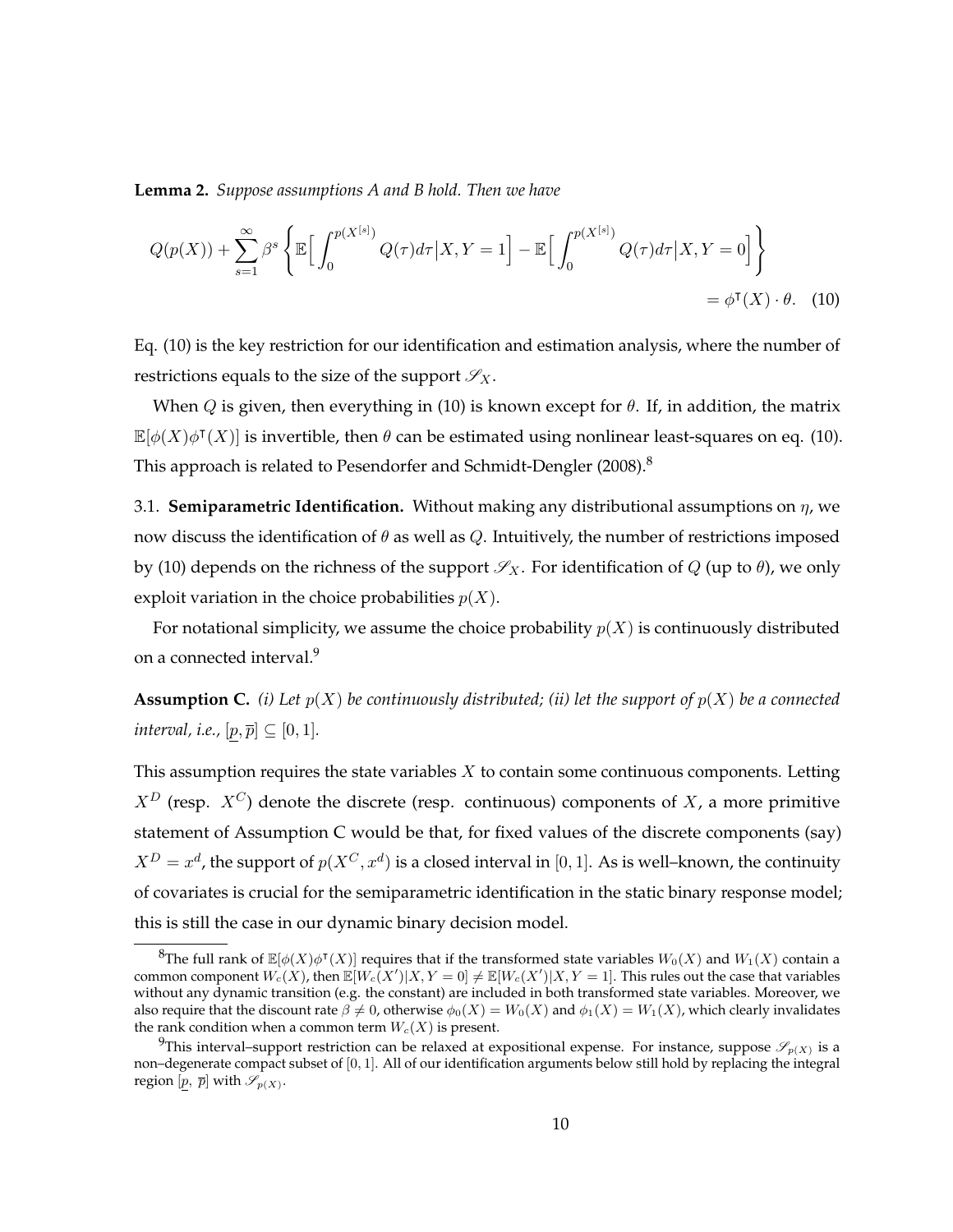**Lemma 2.** *Suppose assumptions A and B hold. Then we have*

$$Q(p(X)) + \sum_{s=1}^{\infty} \beta^s \left\{ \mathbb{E}\Big[ \int_0^{p(X^{[s]})} Q(\tau) d\tau \big| X, Y = 1 \Big] - \mathbb{E}\Big[ \int_0^{p(X^{[s]})} Q(\tau) d\tau \big| X, Y = 0 \Big] \right\} = \phi^{\intercal}(X) \cdot \theta. \quad (10)$$

Eq. (10) is the key restriction for our identification and estimation analysis, where the number of restrictions equals to the size of the support $\mathscr{S}_X$.

When $Q$ is given, then everything in (10) is known except for $\theta$. If, in addition, the matrix $\mathbb{E}[\phi(X)\phi^{\intercal}(X)]$ is invertible, then $\theta$ can be estimated using nonlinear least-squares on eq. (10). This approach is related to Pesendorfer and Schmidt-Dengler (2008).[8]

3.1. **Semiparametric Identification.** Without making any distributional assumptions on $\eta$, we now discuss the identification of $\theta$ as well as $Q$. Intuitively, the number of restrictions imposed by (10) depends on the richness of the support $\mathscr{S}_X$. For identification of $Q$ (up to $\theta$), we only exploit variation in the choice probabilities $p(X)$.

For notational simplicity, we assume the choice probability $p(X)$ is continuously distributed on a connected interval.[9]

**Assumption C.** *(i) Let $p(X)$ be continuously distributed; (ii) let the support of $p(X)$ be a connected interval, i.e., $[\underline{p}, \overline{p}] \subseteq [0, 1]$.*

This assumption requires the state variables $X$ to contain some continuous components. Letting $X^D$ (resp. $X^C$) denote the discrete (resp. continuous) components of $X$, a more primitive statement of Assumption C would be that, for fixed values of the discrete components (say) $X^D = x^d$, the support of $p(X^C, x^d)$ is a closed interval in $[0, 1]$. As is well–known, the continuity of covariates is crucial for the semiparametric identification in the static binary response model; this is still the case in our dynamic binary decision model.

---

[8] The full rank of $\mathbb{E}[\phi(X)\phi^{\intercal}(X)]$ requires that if the transformed state variables $W_0(X)$ and $W_1(X)$ contain a common component $W_c(X)$, then $\mathbb{E}[W_c(X')|X, Y = 0] \neq \mathbb{E}[W_c(X')|X, Y = 1]$. This rules out the case that variables without any dynamic transition (e.g. the constant) are included in both transformed state variables. Moreover, we also require that the discount rate $\beta \neq 0$, otherwise $\phi_0(X) = W_0(X)$ and $\phi_1(X) = W_1(X)$, which clearly invalidates the rank condition when a common term $W_c(X)$ is present.

[9] This interval–support restriction can be relaxed at expositional expense. For instance, suppose $\mathscr{S}_{p(X)}$ is a non–degenerate compact subset of $[0, 1]$. All of our identification arguments below still hold by replacing the integral region $[\underline{p}, \ \overline{p}]$ with $\mathscr{S}_{p(X)}$.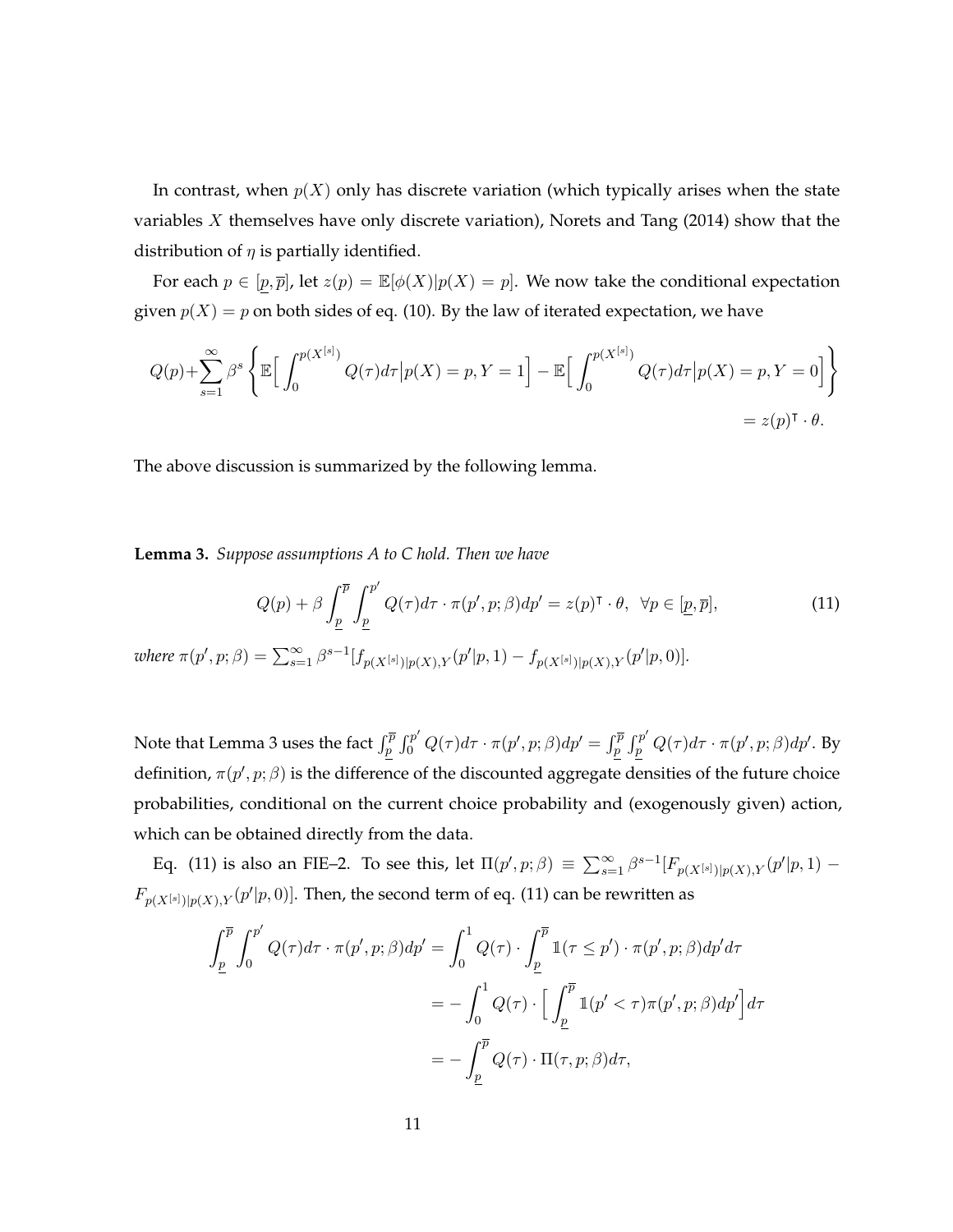In contrast, when $p(X)$ only has discrete variation (which typically arises when the state variables $X$ themselves have only discrete variation), Norets and Tang (2014) show that the distribution of $\eta$ is partially identified.

For each $p \in [\underline{p}, \overline{p}]$, let $z(p) = \mathbb{E}[\phi(X)|p(X) = p]$. We now take the conditional expectation given $p(X) = p$ on both sides of eq. (10). By the law of iterated expectation, we have

$$
Q(p) + \sum_{s=1}^{\infty} \beta^s \left\{ \mathbb{E}\Big[ \int_0^{p(X^{[s]})} Q(\tau) d\tau \big| p(X) = p, Y = 1 \Big] - \mathbb{E}\Big[ \int_0^{p(X^{[s]})} Q(\tau) d\tau \big| p(X) = p, Y = 0 \Big] \right\} = z(p)^{\intercal} \cdot \theta.
$$

The above discussion is summarized by the following lemma.

**Lemma 3.** *Suppose assumptions A to C hold. Then we have*

$$
Q(p) + \beta \int_{\underline{p}}^{\overline{p}} \int_{\underline{p}}^{p'} Q(\tau) d\tau \cdot \pi(p', p; \beta) dp' = z(p)^{\intercal} \cdot \theta, \;\; \forall p \in [\underline{p}, \overline{p}], \tag{11}
$$

*where* $\pi(p', p; \beta) = \sum_{s=1}^{\infty} \beta^{s-1} [f_{p(X^{[s]})|p(X),Y}(p'|p, 1) - f_{p(X^{[s]})|p(X),Y}(p'|p, 0)]$.

Note that Lemma 3 uses the fact $\int_{\underline{p}}^{\overline{p}} \int_0^{p'} Q(\tau) d\tau \cdot \pi(p', p; \beta) dp' = \int_{\underline{p}}^{\overline{p}} \int_{\underline{p}}^{p'} Q(\tau) d\tau \cdot \pi(p', p; \beta) dp'$. By definition, $\pi(p', p; \beta)$ is the difference of the discounted aggregate densities of the future choice probabilities, conditional on the current choice probability and (exogenously given) action, which can be obtained directly from the data.

Eq. (11) is also an FIE–2. To see this, let $\Pi(p', p; \beta) \equiv \sum_{s=1}^{\infty} \beta^{s-1} [F_{p(X^{[s]})|p(X),Y}(p'|p, 1) - F_{p(X^{[s]})|p(X),Y}(p'|p, 0)]$. Then, the second term of eq. (11) can be rewritten as

$$
\begin{aligned}
\int_{\underline{p}}^{\overline{p}} \int_0^{p'} Q(\tau) d\tau \cdot \pi(p', p; \beta) dp' &= \int_0^1 Q(\tau) \cdot \int_{\underline{p}}^{\overline{p}} \mathbb{1}(\tau \leq p') \cdot \pi(p', p; \beta) dp' d\tau \\
&= -\int_0^1 Q(\tau) \cdot \Big[ \int_{\underline{p}}^{\overline{p}} \mathbb{1}(p' < \tau) \pi(p', p; \beta) dp' \Big] d\tau \\
&= -\int_{\underline{p}}^{\overline{p}} Q(\tau) \cdot \Pi(\tau, p; \beta) d\tau,
\end{aligned}
$$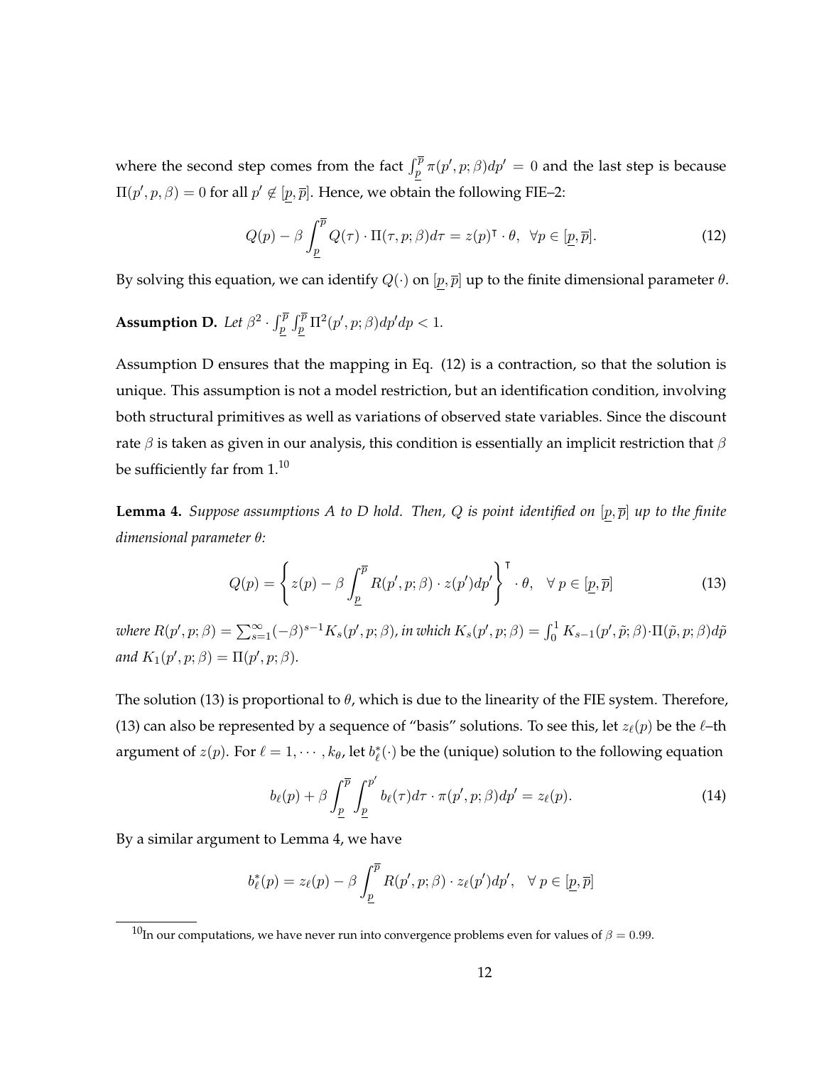where the second step comes from the fact $\int_{\underline{p}}^{\overline{p}} \pi(p', p; \beta) dp' = 0$ and the last step is because $\Pi(p', p, \beta) = 0$ for all $p' \notin [\underline{p}, \overline{p}]$. Hence, we obtain the following FIE–2:

$$Q(p) - \beta \int_{\underline{p}}^{\overline{p}} Q(\tau) \cdot \Pi(\tau, p; \beta) d\tau = z(p)^{\intercal} \cdot \theta, \quad \forall p \in [\underline{p}, \overline{p}]. \tag{12}$$

By solving this equation, we can identify $Q(\cdot)$ on $[\underline{p}, \overline{p}]$ up to the finite dimensional parameter $\theta$.

**Assumption D.** *Let* $\beta^2 \cdot \int_{\underline{p}}^{\overline{p}} \int_{\underline{p}}^{\overline{p}} \Pi^2(p', p; \beta) dp' dp < 1$.

Assumption D ensures that the mapping in Eq. (12) is a contraction, so that the solution is unique. This assumption is not a model restriction, but an identification condition, involving both structural primitives as well as variations of observed state variables. Since the discount rate $\beta$ is taken as given in our analysis, this condition is essentially an implicit restriction that $\beta$ be sufficiently far from 1.[10]

**Lemma 4.** *Suppose assumptions A to D hold. Then, $Q$ is point identified on $[\underline{p}, \overline{p}]$ up to the finite dimensional parameter $\theta$:*

$$Q(p) = \left\{ z(p) - \beta \int_{\underline{p}}^{\overline{p}} R(p', p; \beta) \cdot z(p') dp' \right\}^{\intercal} \cdot \theta, \quad \forall \, p \in [\underline{p}, \overline{p}] \tag{13}$$

*where* $R(p', p; \beta) = \sum_{s=1}^{\infty} (-\beta)^{s-1} K_s(p', p; \beta)$*, in which* $K_s(p', p; \beta) = \int_0^1 K_{s-1}(p', \tilde{p}; \beta) \cdot \Pi(\tilde{p}, p; \beta) d\tilde{p}$ *and* $K_1(p', p; \beta) = \Pi(p', p; \beta)$.

The solution (13) is proportional to $\theta$, which is due to the linearity of the FIE system. Therefore, (13) can also be represented by a sequence of "basis" solutions. To see this, let $z_\ell(p)$ be the $\ell$–th argument of $z(p)$. For $\ell = 1, \cdots, k_\theta$, let $b_\ell^*(\cdot)$ be the (unique) solution to the following equation

$$b_\ell(p) + \beta \int_{\underline{p}}^{\overline{p}} \int_{\underline{p}}^{p'} b_\ell(\tau) d\tau \cdot \pi(p', p; \beta) dp' = z_\ell(p). \tag{14}$$

By a similar argument to Lemma 4, we have

$$b_\ell^*(p) = z_\ell(p) - \beta \int_{\underline{p}}^{\overline{p}} R(p', p; \beta) \cdot z_\ell(p') dp', \quad \forall \, p \in [\underline{p}, \overline{p}]$$

[10] In our computations, we have never run into convergence problems even for values of $\beta = 0.99$.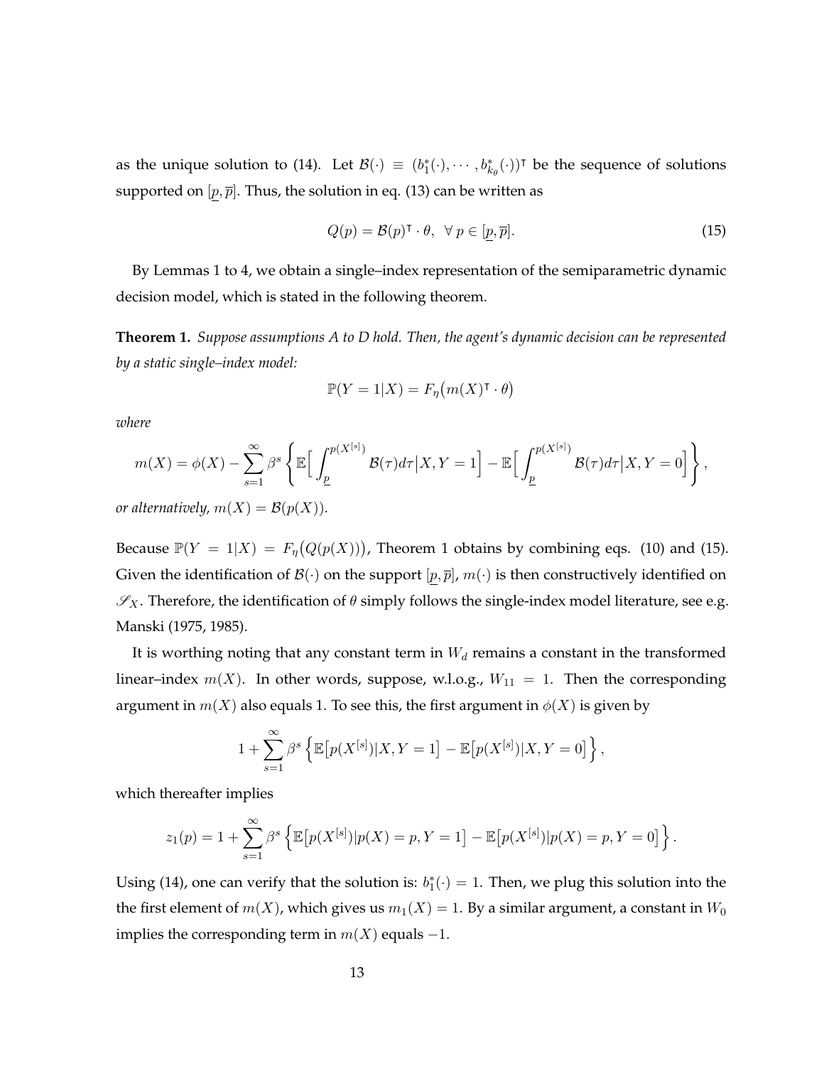as the unique solution to (14). Let $\mathcal{B}(\cdot) \equiv (b_1^*(\cdot), \cdots, b_{k_\theta}^*(\cdot))^\intercal$ be the sequence of solutions supported on $[\underline{p}, \overline{p}]$. Thus, the solution in eq. (13) can be written as

$$Q(p) = \mathcal{B}(p)^\intercal \cdot \theta, \ \ \forall \, p \in [\underline{p}, \overline{p}]. \tag{15}$$

By Lemmas 1 to 4, we obtain a single–index representation of the semiparametric dynamic decision model, which is stated in the following theorem.

**Theorem 1.** *Suppose assumptions A to D hold. Then, the agent's dynamic decision can be represented by a static single–index model:*

$$\mathbb{P}(Y=1|X) = F_\eta\big(m(X)^\intercal \cdot \theta\big)$$

*where*

$$m(X) = \phi(X) - \sum_{s=1}^{\infty} \beta^s \left\{ \mathbb{E}\Big[ \int_{\underline{p}}^{p(X^{[s]})} \mathcal{B}(\tau) d\tau \big| X, Y=1 \Big] - \mathbb{E}\Big[ \int_{\underline{p}}^{p(X^{[s]})} \mathcal{B}(\tau) d\tau \big| X, Y=0 \Big] \right\},$$

*or alternatively,* $m(X) = \mathcal{B}(p(X))$.

Because $\mathbb{P}(Y=1|X) = F_\eta\big(Q(p(X))\big)$, Theorem 1 obtains by combining eqs. (10) and (15). Given the identification of $\mathcal{B}(\cdot)$ on the support $[\underline{p}, \overline{p}]$, $m(\cdot)$ is then constructively identified on $\mathscr{S}_X$. Therefore, the identification of $\theta$ simply follows the single-index model literature, see e.g. Manski (1975, 1985).

It is worthing noting that any constant term in $W_d$ remains a constant in the transformed linear–index $m(X)$. In other words, suppose, w.l.o.g., $W_{11} = 1$. Then the corresponding argument in $m(X)$ also equals 1. To see this, the first argument in $\phi(X)$ is given by

$$1 + \sum_{s=1}^{\infty} \beta^s \left\{ \mathbb{E}\big[p(X^{[s]})|X, Y=1\big] - \mathbb{E}\big[p(X^{[s]})|X, Y=0\big] \right\},$$

which thereafter implies

$$z_1(p) = 1 + \sum_{s=1}^{\infty} \beta^s \left\{ \mathbb{E}\big[p(X^{[s]})|p(X)=p, Y=1\big] - \mathbb{E}\big[p(X^{[s]})|p(X)=p, Y=0\big] \right\}.$$

Using (14), one can verify that the solution is: $b_1^*(\cdot) = 1$. Then, we plug this solution into the the first element of $m(X)$, which gives us $m_1(X) = 1$. By a similar argument, a constant in $W_0$ implies the corresponding term in $m(X)$ equals $-1$.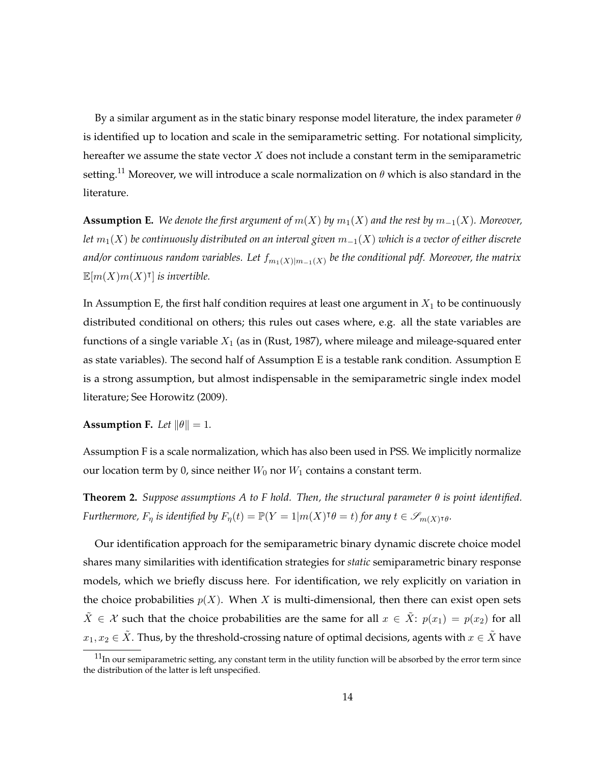By a similar argument as in the static binary response model literature, the index parameter $\theta$ is identified up to location and scale in the semiparametric setting. For notational simplicity, hereafter we assume the state vector $X$ does not include a constant term in the semiparametric setting.[11] Moreover, we will introduce a scale normalization on $\theta$ which is also standard in the literature.

**Assumption E.** *We denote the first argument of $m(X)$ by $m_1(X)$ and the rest by $m_{-1}(X)$. Moreover, let $m_1(X)$ be continuously distributed on an interval given $m_{-1}(X)$ which is a vector of either discrete and/or continuous random variables. Let $f_{m_1(X)|m_{-1}(X)}$ be the conditional pdf. Moreover, the matrix $\mathbb{E}[m(X)m(X)^\intercal]$ is invertible.*

In Assumption E, the first half condition requires at least one argument in $X_1$ to be continuously distributed conditional on others; this rules out cases where, e.g. all the state variables are functions of a single variable $X_1$ (as in (Rust, 1987), where mileage and mileage-squared enter as state variables). The second half of Assumption E is a testable rank condition. Assumption E is a strong assumption, but almost indispensable in the semiparametric single index model literature; See Horowitz (2009).

**Assumption F.** *Let $\|\theta\| = 1$.*

Assumption F is a scale normalization, which has also been used in PSS. We implicitly normalize our location term by 0, since neither $W_0$ nor $W_1$ contains a constant term.

**Theorem 2.** *Suppose assumptions A to F hold. Then, the structural parameter $\theta$ is point identified. Furthermore, $F_\eta$ is identified by $F_\eta(t) = \mathbb{P}(Y = 1|m(X)^\intercal\theta = t)$ for any $t \in \mathscr{S}_{m(X)^\intercal\theta}$.*

Our identification approach for the semiparametric binary dynamic discrete choice model shares many similarities with identification strategies for *static* semiparametric binary response models, which we briefly discuss here. For identification, we rely explicitly on variation in the choice probabilities $p(X)$. When $X$ is multi-dimensional, then there can exist open sets $\tilde{X} \in \mathcal{X}$ such that the choice probabilities are the same for all $x \in \tilde{X}$: $p(x_1) = p(x_2)$ for all $x_1, x_2 \in \tilde{X}$. Thus, by the threshold-crossing nature of optimal decisions, agents with $x \in \tilde{X}$ have

[11] In our semiparametric setting, any constant term in the utility function will be absorbed by the error term since the distribution of the latter is left unspecified.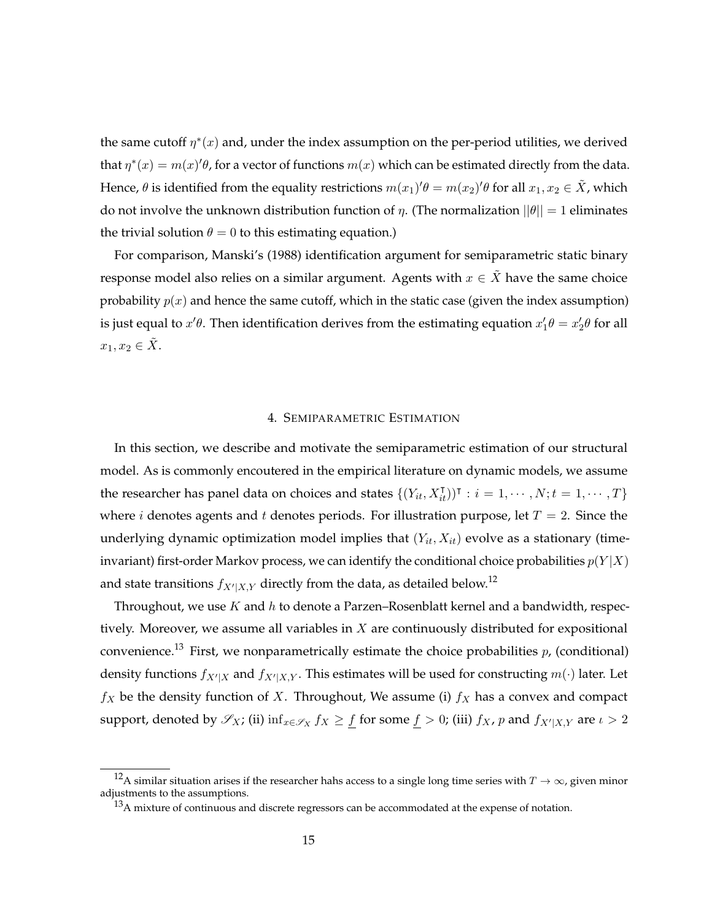the same cutoff $\eta^*(x)$ and, under the index assumption on the per-period utilities, we derived that $\eta^*(x) = m(x)'\theta$, for a vector of functions $m(x)$ which can be estimated directly from the data. Hence, $\theta$ is identified from the equality restrictions $m(x_1)'\theta = m(x_2)'\theta$ for all $x_1, x_2 \in \tilde{X}$, which do not involve the unknown distribution function of $\eta$. (The normalization $||\theta|| = 1$ eliminates the trivial solution $\theta = 0$ to this estimating equation.)

For comparison, Manski's (1988) identification argument for semiparametric static binary response model also relies on a similar argument. Agents with $x \in \tilde{X}$ have the same choice probability $p(x)$ and hence the same cutoff, which in the static case (given the index assumption) is just equal to $x'\theta$. Then identification derives from the estimating equation $x_1'\theta = x_2'\theta$ for all $x_1, x_2 \in \tilde{X}$.

## 4. Semiparametric Estimation

In this section, we describe and motivate the semiparametric estimation of our structural model. As is commonly encoutered in the empirical literature on dynamic models, we assume the researcher has panel data on choices and states $\{(Y_{it}, X_{it}^{\intercal}))^{\intercal} : i = 1, \cdots, N; t = 1, \cdots, T\}$ where $i$ denotes agents and $t$ denotes periods. For illustration purpose, let $T = 2$. Since the underlying dynamic optimization model implies that $(Y_{it}, X_{it})$ evolve as a stationary (time-invariant) first-order Markov process, we can identify the conditional choice probabilities $p(Y|X)$ and state transitions $f_{X'|X,Y}$ directly from the data, as detailed below.[12]

Throughout, we use $K$ and $h$ to denote a Parzen–Rosenblatt kernel and a bandwidth, respectively. Moreover, we assume all variables in $X$ are continuously distributed for expositional convenience.[13] First, we nonparametrically estimate the choice probabilities $p$, (conditional) density functions $f_{X'|X}$ and $f_{X'|X,Y}$. This estimates will be used for constructing $m(\cdot)$ later. Let $f_X$ be the density function of $X$. Throughout, We assume (i) $f_X$ has a convex and compact support, denoted by $\mathscr{S}_X$; (ii) $\inf_{x \in \mathscr{S}_X} f_X \geq \underline{f}$ for some $\underline{f} > 0$; (iii) $f_X$, $p$ and $f_{X'|X,Y}$ are $\iota > 2$

[12] A similar situation arises if the researcher hahs access to a single long time series with $T \to \infty$, given minor adjustments to the assumptions.

[13] A mixture of continuous and discrete regressors can be accommodated at the expense of notation.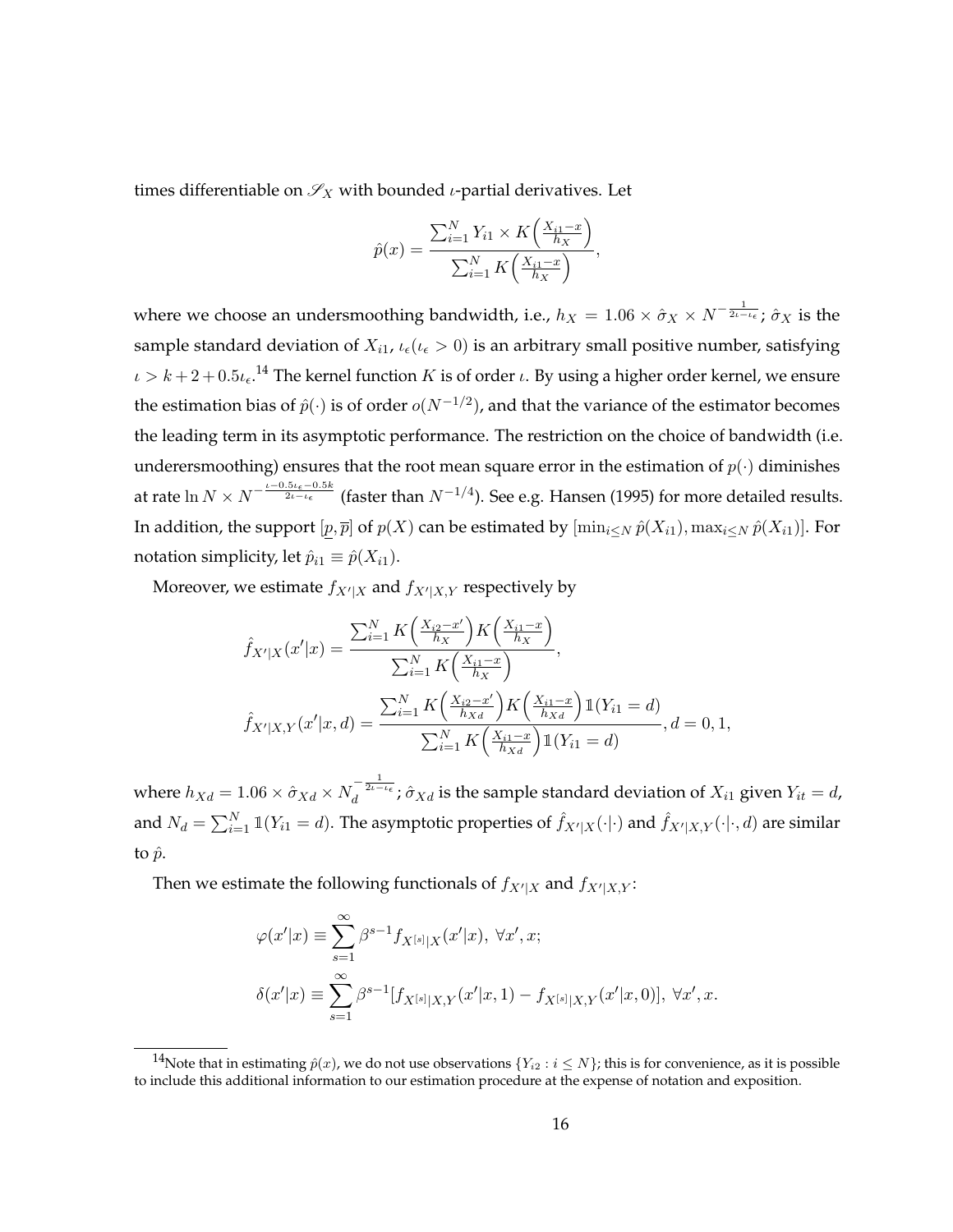times differentiable on $\mathscr{S}_X$ with bounded $\iota$-partial derivatives. Let

$$\hat{p}(x) = \frac{\sum_{i=1}^{N} Y_{i1} \times K\left(\frac{X_{i1}-x}{h_X}\right)}{\sum_{i=1}^{N} K\left(\frac{X_{i1}-x}{h_X}\right)},$$

where we choose an undersmoothing bandwidth, i.e., $h_X = 1.06 \times \hat{\sigma}_X \times N^{-\frac{1}{2\iota - \iota_\epsilon}}$; $\hat{\sigma}_X$ is the sample standard deviation of $X_{i1}$, $\iota_\epsilon (\iota_\epsilon > 0)$ is an arbitrary small positive number, satisfying $\iota > k + 2 + 0.5\iota_\epsilon$.[14] The kernel function $K$ is of order $\iota$. By using a higher order kernel, we ensure the estimation bias of $\hat{p}(\cdot)$ is of order $o(N^{-1/2})$, and that the variance of the estimator becomes the leading term in its asymptotic performance. The restriction on the choice of bandwidth (i.e. underersmoothing) ensures that the root mean square error in the estimation of $p(\cdot)$ diminishes at rate $\ln N \times N^{-\frac{\iota - 0.5\iota_\epsilon - 0.5k}{2\iota - \iota_\epsilon}}$ (faster than $N^{-1/4}$). See e.g. Hansen (1995) for more detailed results. In addition, the support $[\underline{p}, \overline{p}]$ of $p(X)$ can be estimated by $[\min_{i \le N} \hat{p}(X_{i1}), \max_{i \le N} \hat{p}(X_{i1})]$. For notation simplicity, let $\hat{p}_{i1} \equiv \hat{p}(X_{i1})$.

Moreover, we estimate $f_{X'|X}$ and $f_{X'|X,Y}$ respectively by

$$\hat{f}_{X'|X}(x'|x) = \frac{\sum_{i=1}^{N} K\left(\frac{X_{i2}-x'}{h_X}\right) K\left(\frac{X_{i1}-x}{h_X}\right)}{\sum_{i=1}^{N} K\left(\frac{X_{i1}-x}{h_X}\right)},$$

$$\hat{f}_{X'|X,Y}(x'|x,d) = \frac{\sum_{i=1}^{N} K\left(\frac{X_{i2}-x'}{h_{Xd}}\right) K\left(\frac{X_{i1}-x}{h_{Xd}}\right) \mathbb{1}(Y_{i1} = d)}{\sum_{i=1}^{N} K\left(\frac{X_{i1}-x}{h_{Xd}}\right) \mathbb{1}(Y_{i1} = d)}, d = 0, 1,$$

where $h_{Xd} = 1.06 \times \hat{\sigma}_{Xd} \times N_d^{-\frac{1}{2\iota - \iota_\epsilon}}$; $\hat{\sigma}_{Xd}$ is the sample standard deviation of $X_{i1}$ given $Y_{it} = d$, and $N_d = \sum_{i=1}^{N} \mathbb{1}(Y_{i1} = d)$. The asymptotic properties of $\hat{f}_{X'|X}(\cdot|\cdot)$ and $\hat{f}_{X'|X,Y}(\cdot|\cdot, d)$ are similar to $\hat{p}$.

Then we estimate the following functionals of $f_{X'|X}$ and $f_{X'|X,Y}$:

$$\varphi(x'|x) \equiv \sum_{s=1}^{\infty} \beta^{s-1} f_{X^{[s]}|X}(x'|x), \ \forall x', x;$$

$$\delta(x'|x) \equiv \sum_{s=1}^{\infty} \beta^{s-1} [f_{X^{[s]}|X,Y}(x'|x, 1) - f_{X^{[s]}|X,Y}(x'|x, 0)], \ \forall x', x.$$

[14] Note that in estimating $\hat{p}(x)$, we do not use observations $\{Y_{i2} : i \le N\}$; this is for convenience, as it is possible to include this additional information to our estimation procedure at the expense of notation and exposition.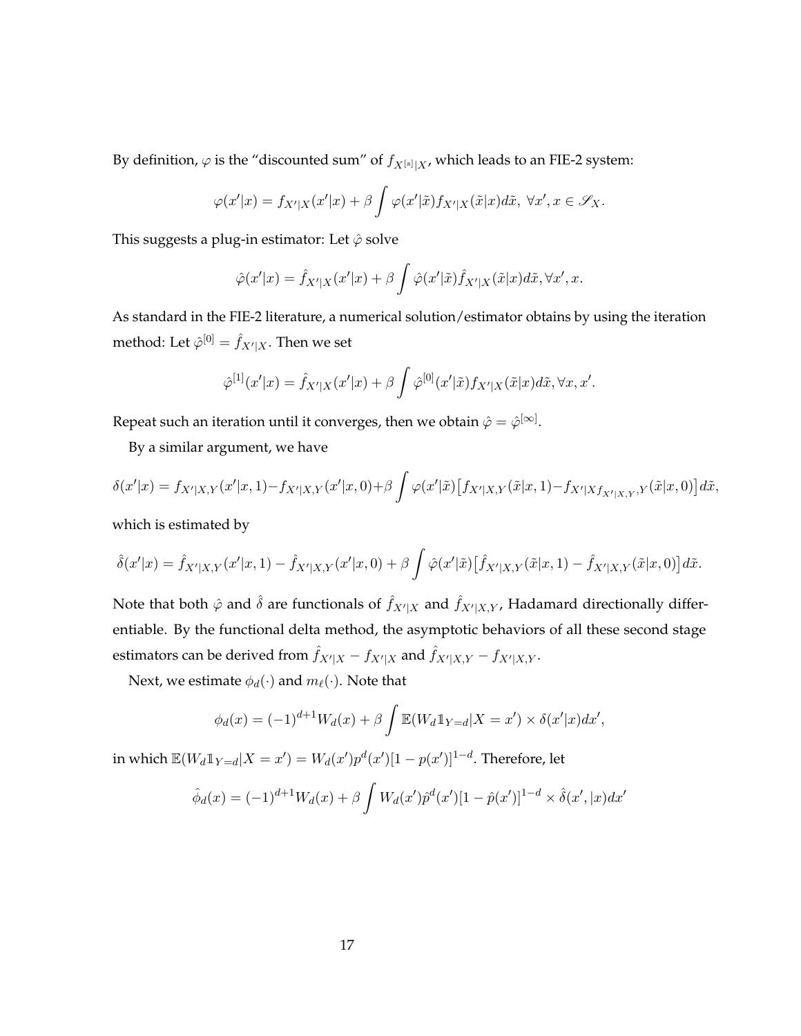By definition, $\varphi$ is the "discounted sum" of $f_{X^{[s]}|X}$, which leads to an FIE-2 system:

$$\varphi(x'|x) = f_{X'|X}(x'|x) + \beta \int \varphi(x'|\tilde{x}) f_{X'|X}(\tilde{x}|x) d\tilde{x}, \ \forall x', x \in \mathscr{S}_X.$$

This suggests a plug-in estimator: Let $\hat{\varphi}$ solve

$$\hat{\varphi}(x'|x) = \hat{f}_{X'|X}(x'|x) + \beta \int \hat{\varphi}(x'|\tilde{x}) \hat{f}_{X'|X}(\tilde{x}|x) d\tilde{x}, \forall x', x.$$

As standard in the FIE-2 literature, a numerical solution/estimator obtains by using the iteration method: Let $\hat{\varphi}^{[0]} = \hat{f}_{X'|X}$. Then we set

$$\hat{\varphi}^{[1]}(x'|x) = \hat{f}_{X'|X}(x'|x) + \beta \int \hat{\varphi}^{[0]}(x'|\tilde{x}) f_{X'|X}(\tilde{x}|x) d\tilde{x}, \forall x, x'.$$

Repeat such an iteration until it converges, then we obtain $\hat{\varphi} = \hat{\varphi}^{[\infty]}$.

By a similar argument, we have

$$\delta(x'|x) = f_{X'|X,Y}(x'|x,1) - f_{X'|X,Y}(x'|x,0) + \beta \int \varphi(x'|\tilde{x}) \big[ f_{X'|X,Y}(\tilde{x}|x,1) - f_{X'|X f_{X'|X,Y},Y}(\tilde{x}|x,0) \big] d\tilde{x},$$

which is estimated by

$$\hat{\delta}(x'|x) = \hat{f}_{X'|X,Y}(x'|x,1) - \hat{f}_{X'|X,Y}(x'|x,0) + \beta \int \hat{\varphi}(x'|\tilde{x}) \big[ \hat{f}_{X'|X,Y}(\tilde{x}|x,1) - \hat{f}_{X'|X,Y}(\tilde{x}|x,0) \big] d\tilde{x}.$$

Note that both $\hat{\varphi}$ and $\hat{\delta}$ are functionals of $\hat{f}_{X'|X}$ and $\hat{f}_{X'|X,Y}$, Hadamard directionally differentiable. By the functional delta method, the asymptotic behaviors of all these second stage estimators can be derived from $\hat{f}_{X'|X} - f_{X'|X}$ and $\hat{f}_{X'|X,Y} - f_{X'|X,Y}$.

Next, we estimate $\phi_d(\cdot)$ and $m_\ell(\cdot)$. Note that

$$\phi_d(x) = (-1)^{d+1} W_d(x) + \beta \int \mathbb{E}(W_d \mathbb{1}_{Y=d} | X = x') \times \delta(x'|x) dx',$$

in which $\mathbb{E}(W_d \mathbb{1}_{Y=d} | X = x') = W_d(x') p^d(x') [1 - p(x')]^{1-d}$. Therefore, let

$$\hat{\phi}_d(x) = (-1)^{d+1} W_d(x) + \beta \int W_d(x') \hat{p}^d(x') [1 - \hat{p}(x')]^{1-d} \times \hat{\delta}(x', |x) dx'$$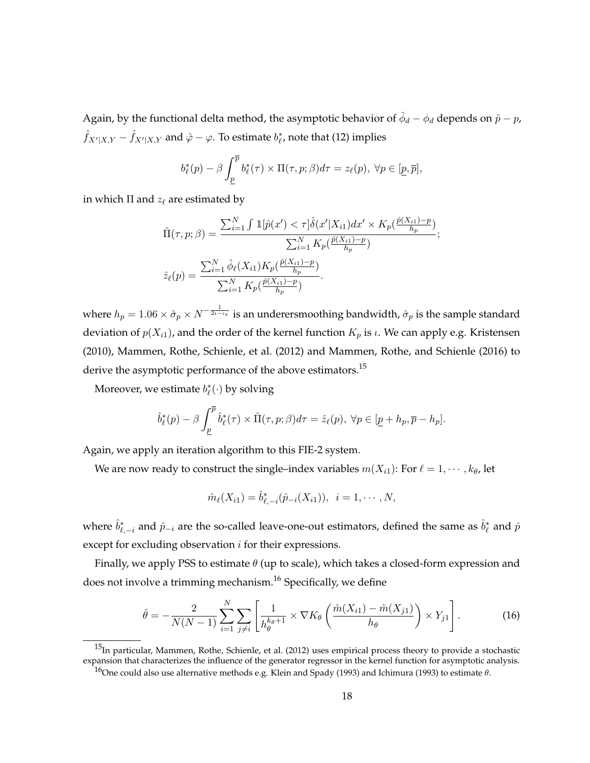Again, by the functional delta method, the asymptotic behavior of $\hat{\phi}_d - \phi_d$ depends on $\hat{p} - p$, $\hat{f}_{X'|X,Y} - \hat{f}_{X'|X,Y}$ and $\hat{\varphi} - \varphi$. To estimate $b_\ell^*$, note that (12) implies

$$b_\ell^*(p) - \beta \int_{\underline{p}}^{\overline{p}} b_\ell^*(\tau) \times \Pi(\tau, p; \beta) d\tau = z_\ell(p), \ \forall p \in [\underline{p}, \overline{p}],$$

in which $\Pi$ and $z_\ell$ are estimated by

$$\hat{\Pi}(\tau, p; \beta) = \frac{\sum_{i=1}^N \int \mathbb{1}[\hat{p}(x') < \tau] \hat{\delta}(x'|X_{i1}) dx' \times K_p(\frac{\hat{p}(X_{i1}) - p}{h_p})}{\sum_{i=1}^N K_p(\frac{\hat{p}(X_{i1}) - p}{h_p})};$$

$$\hat{z}_\ell(p) = \frac{\sum_{i=1}^N \hat{\phi}_\ell(X_{i1}) K_p(\frac{\hat{p}(X_{i1}) - p}{h_p})}{\sum_{i=1}^N K_p(\frac{\hat{p}(X_{i1}) - p}{h_p})}.$$

where $h_p = 1.06 \times \hat{\sigma}_p \times N^{-\frac{1}{2\iota - \iota\epsilon}}$ is an underersmoothing bandwidth, $\hat{\sigma}_p$ is the sample standard deviation of $p(X_{i1})$, and the order of the kernel function $K_p$ is $\iota$. We can apply e.g. Kristensen (2010), Mammen, Rothe, Schienle, et al. (2012) and Mammen, Rothe, and Schienle (2016) to derive the asymptotic performance of the above estimators.[15]

Moreover, we estimate $b_\ell^*(\cdot)$ by solving

$$\hat{b}_\ell^*(p) - \beta \int_{\underline{p}}^{\overline{p}} \hat{b}_\ell^*(\tau) \times \hat{\Pi}(\tau, p; \beta) d\tau = \hat{z}_\ell(p), \ \forall p \in [\underline{p} + h_p, \overline{p} - h_p].$$

Again, we apply an iteration algorithm to this FIE-2 system.

We are now ready to construct the single–index variables $m(X_{i1})$: For $\ell = 1, \cdots, k_\theta$, let

$$\hat{m}_\ell(X_{i1}) = \hat{b}_{\ell,-i}^*(\hat{p}_{-i}(X_{i1})), \ \ i = 1, \cdots, N,$$

where $\hat{b}_{\ell,-i}^*$ and $\hat{p}_{-i}$ are the so-called leave-one-out estimators, defined the same as $\hat{b}_\ell^*$ and $\hat{p}$ except for excluding observation $i$ for their expressions.

Finally, we apply PSS to estimate $\theta$ (up to scale), which takes a closed-form expression and does not involve a trimming mechanism.[16] Specifically, we define

$$\hat{\theta} = -\frac{2}{N(N-1)} \sum_{i=1}^N \sum_{j \neq i} \left[ \frac{1}{h_\theta^{k_\theta + 1}} \times \nabla K_\theta \left( \frac{\hat{m}(X_{i1}) - \hat{m}(X_{j1})}{h_\theta} \right) \times Y_{j1} \right]. \tag{16}$$

[15] In particular, Mammen, Rothe, Schienle, et al. (2012) uses empirical process theory to provide a stochastic expansion that characterizes the influence of the generator regressor in the kernel function for asymptotic analysis.

[16] One could also use alternative methods e.g. Klein and Spady (1993) and Ichimura (1993) to estimate $\theta$.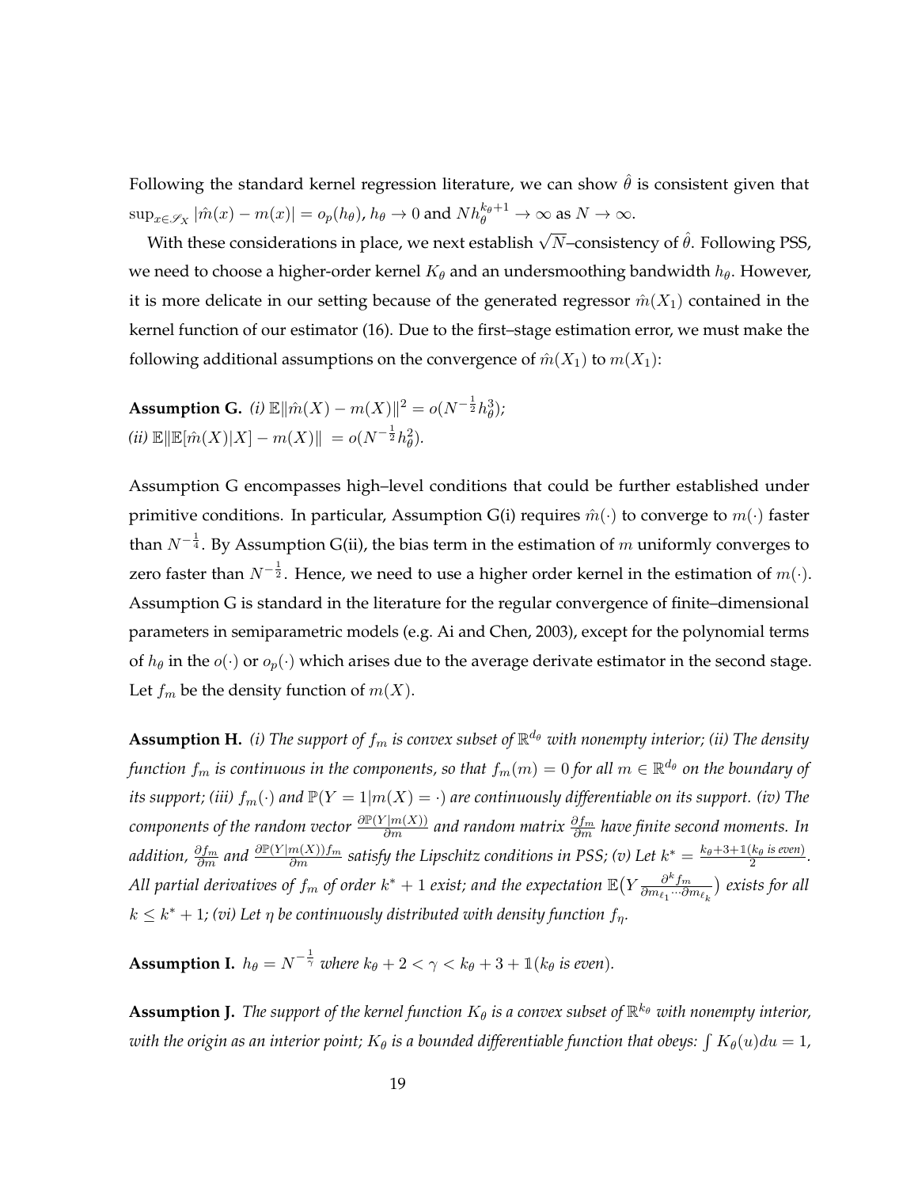Following the standard kernel regression literature, we can show $\hat{\theta}$ is consistent given that $\sup_{x \in \mathscr{S}_X} |\hat{m}(x) - m(x)| = o_p(h_\theta)$, $h_\theta \to 0$ and $N h_\theta^{k_\theta + 1} \to \infty$ as $N \to \infty$.

With these considerations in place, we next establish $\sqrt{N}$–consistency of $\hat{\theta}$. Following PSS, we need to choose a higher-order kernel $K_\theta$ and an undersmoothing bandwidth $h_\theta$. However, it is more delicate in our setting because of the generated regressor $\hat{m}(X_1)$ contained in the kernel function of our estimator (16). Due to the first–stage estimation error, we must make the following additional assumptions on the convergence of $\hat{m}(X_1)$ to $m(X_1)$:

**Assumption G.** *(i)* $\mathbb{E}\|\hat{m}(X) - m(X)\|^2 = o(N^{-\frac{1}{2}} h_\theta^3)$*;*
*(ii)* $\mathbb{E}\|\mathbb{E}[\hat{m}(X)|X] - m(X)\| = o(N^{-\frac{1}{2}} h_\theta^2)$.

Assumption G encompasses high–level conditions that could be further established under primitive conditions. In particular, Assumption G(i) requires $\hat{m}(\cdot)$ to converge to $m(\cdot)$ faster than $N^{-\frac{1}{4}}$. By Assumption G(ii), the bias term in the estimation of $m$ uniformly converges to zero faster than $N^{-\frac{1}{2}}$. Hence, we need to use a higher order kernel in the estimation of $m(\cdot)$. Assumption G is standard in the literature for the regular convergence of finite–dimensional parameters in semiparametric models (e.g. Ai and Chen, 2003), except for the polynomial terms of $h_\theta$ in the $o(\cdot)$ or $o_p(\cdot)$ which arises due to the average derivate estimator in the second stage. Let $f_m$ be the density function of $m(X)$.

**Assumption H.** *(i) The support of $f_m$ is convex subset of $\mathbb{R}^{d_\theta}$ with nonempty interior; (ii) The density function $f_m$ is continuous in the components, so that $f_m(m) = 0$ for all $m \in \mathbb{R}^{d_\theta}$ on the boundary of its support; (iii) $f_m(\cdot)$ and $\mathbb{P}(Y = 1|m(X) = \cdot)$ are continuously differentiable on its support. (iv) The components of the random vector $\frac{\partial \mathbb{P}(Y|m(X))}{\partial m}$ and random matrix $\frac{\partial f_m}{\partial m}$ have finite second moments. In addition, $\frac{\partial f_m}{\partial m}$ and $\frac{\partial \mathbb{P}(Y|m(X)) f_m}{\partial m}$ satisfy the Lipschitz conditions in PSS; (v) Let $k^* = \frac{k_\theta + 3 + \mathbb{1}(k_\theta \text{ is even})}{2}$. All partial derivatives of $f_m$ of order $k^* + 1$ exist; and the expectation $\mathbb{E}\big(Y \frac{\partial^k f_m}{\partial m_{\ell_1} \cdots \partial m_{\ell_k}}\big)$ exists for all $k \leq k^* + 1$; (vi) Let $\eta$ be continuously distributed with density function $f_\eta$.*

**Assumption I.** $h_\theta = N^{-\frac{1}{\gamma}}$ *where* $k_\theta + 2 < \gamma < k_\theta + 3 + \mathbb{1}(k_\theta \text{ is even})$.

**Assumption J.** *The support of the kernel function $K_\theta$ is a convex subset of $\mathbb{R}^{k_\theta}$ with nonempty interior, with the origin as an interior point; $K_\theta$ is a bounded differentiable function that obeys: $\int K_\theta(u)du = 1$,*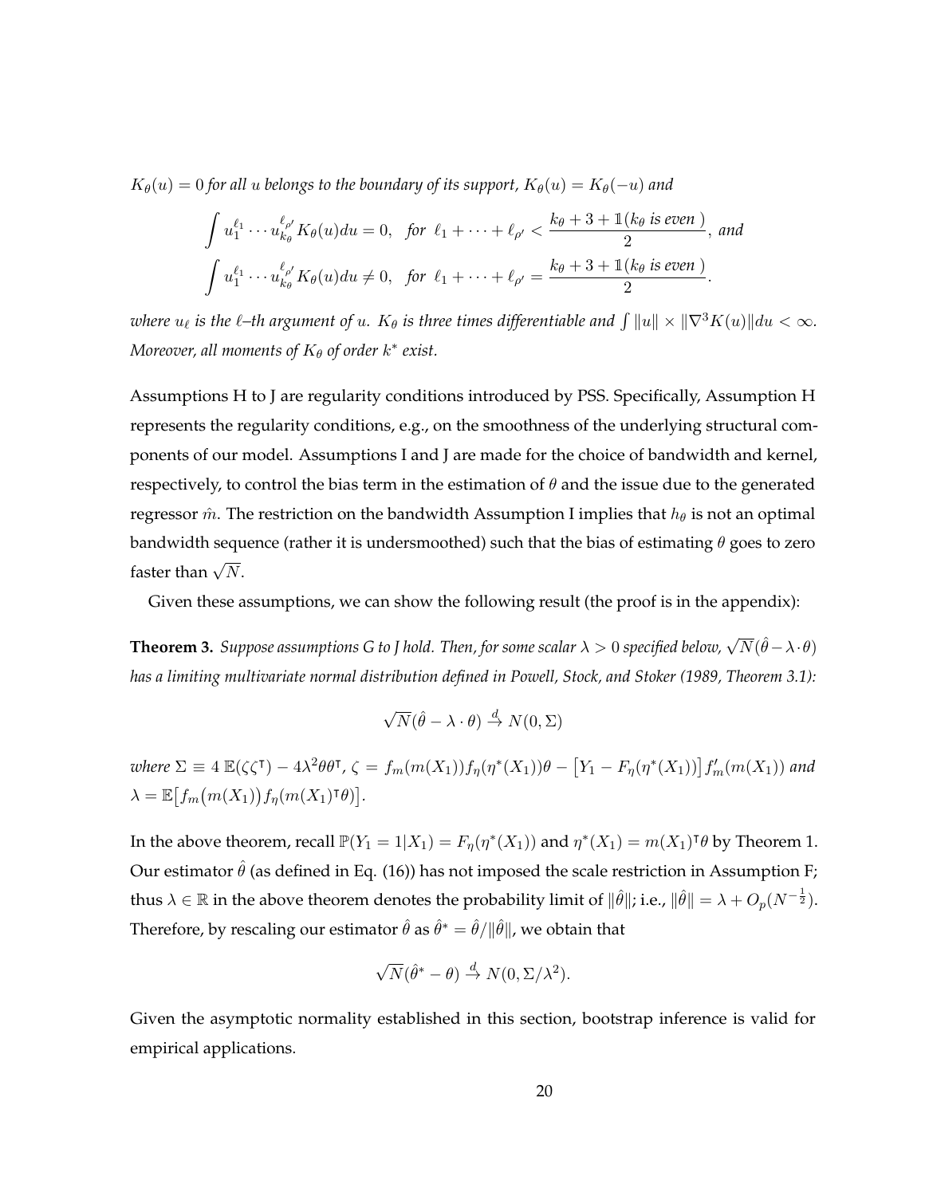*$K_\theta(u) = 0$ for all $u$ belongs to the boundary of its support, $K_\theta(u) = K_\theta(-u)$ and*

$$\int u_1^{\ell_1} \cdots u_{k_\theta}^{\ell_{\rho'}} K_\theta(u) du = 0, \quad \textit{for } \ell_1 + \cdots + \ell_{\rho'} < \frac{k_\theta + 3 + \mathbb{1}(k_\theta \textit{ is even })}{2}, \textit{ and}$$
$$\int u_1^{\ell_1} \cdots u_{k_\theta}^{\ell_{\rho'}} K_\theta(u) du \neq 0, \quad \textit{for } \ell_1 + \cdots + \ell_{\rho'} = \frac{k_\theta + 3 + \mathbb{1}(k_\theta \textit{ is even })}{2}.$$

*where $u_\ell$ is the $\ell$–th argument of $u$. $K_\theta$ is three times differentiable and $\int \|u\| \times \|\nabla^3 K(u)\| du < \infty$. Moreover, all moments of $K_\theta$ of order $k^*$ exist.*

Assumptions H to J are regularity conditions introduced by PSS. Specifically, Assumption H represents the regularity conditions, e.g., on the smoothness of the underlying structural components of our model. Assumptions I and J are made for the choice of bandwidth and kernel, respectively, to control the bias term in the estimation of $\theta$ and the issue due to the generated regressor $\hat{m}$. The restriction on the bandwidth Assumption I implies that $h_\theta$ is not an optimal bandwidth sequence (rather it is undersmoothed) such that the bias of estimating $\theta$ goes to zero faster than $\sqrt{N}$.

Given these assumptions, we can show the following result (the proof is in the appendix):

**Theorem 3.** *Suppose assumptions G to J hold. Then, for some scalar $\lambda > 0$ specified below, $\sqrt{N}(\hat{\theta} - \lambda \cdot \theta)$ has a limiting multivariate normal distribution defined in Powell, Stock, and Stoker (1989, Theorem 3.1):*

$$\sqrt{N}(\hat{\theta} - \lambda \cdot \theta) \xrightarrow{d} N(0, \Sigma)$$

*where $\Sigma \equiv 4\,\mathbb{E}(\zeta\zeta^\intercal) - 4\lambda^2\theta\theta^\intercal$, $\zeta = f_m(m(X_1)) f_\eta(\eta^*(X_1))\theta - \left[Y_1 - F_\eta(\eta^*(X_1))\right] f_m'(m(X_1))$ and $\lambda = \mathbb{E}\left[f_m\big(m(X_1)\big) f_\eta(m(X_1)^\intercal\theta)\right]$.*

In the above theorem, recall $\mathbb{P}(Y_1 = 1|X_1) = F_\eta(\eta^*(X_1))$ and $\eta^*(X_1) = m(X_1)^\intercal\theta$ by Theorem 1. Our estimator $\hat{\theta}$ (as defined in Eq. (16)) has not imposed the scale restriction in Assumption F; thus $\lambda \in \mathbb{R}$ in the above theorem denotes the probability limit of $\|\hat{\theta}\|$; i.e., $\|\hat{\theta}\| = \lambda + O_p(N^{-\frac{1}{2}})$. Therefore, by rescaling our estimator $\hat{\theta}$ as $\hat{\theta}^* = \hat{\theta}/\|\hat{\theta}\|$, we obtain that

$$\sqrt{N}(\hat{\theta}^* - \theta) \xrightarrow{d} N(0, \Sigma/\lambda^2).$$

Given the asymptotic normality established in this section, bootstrap inference is valid for empirical applications.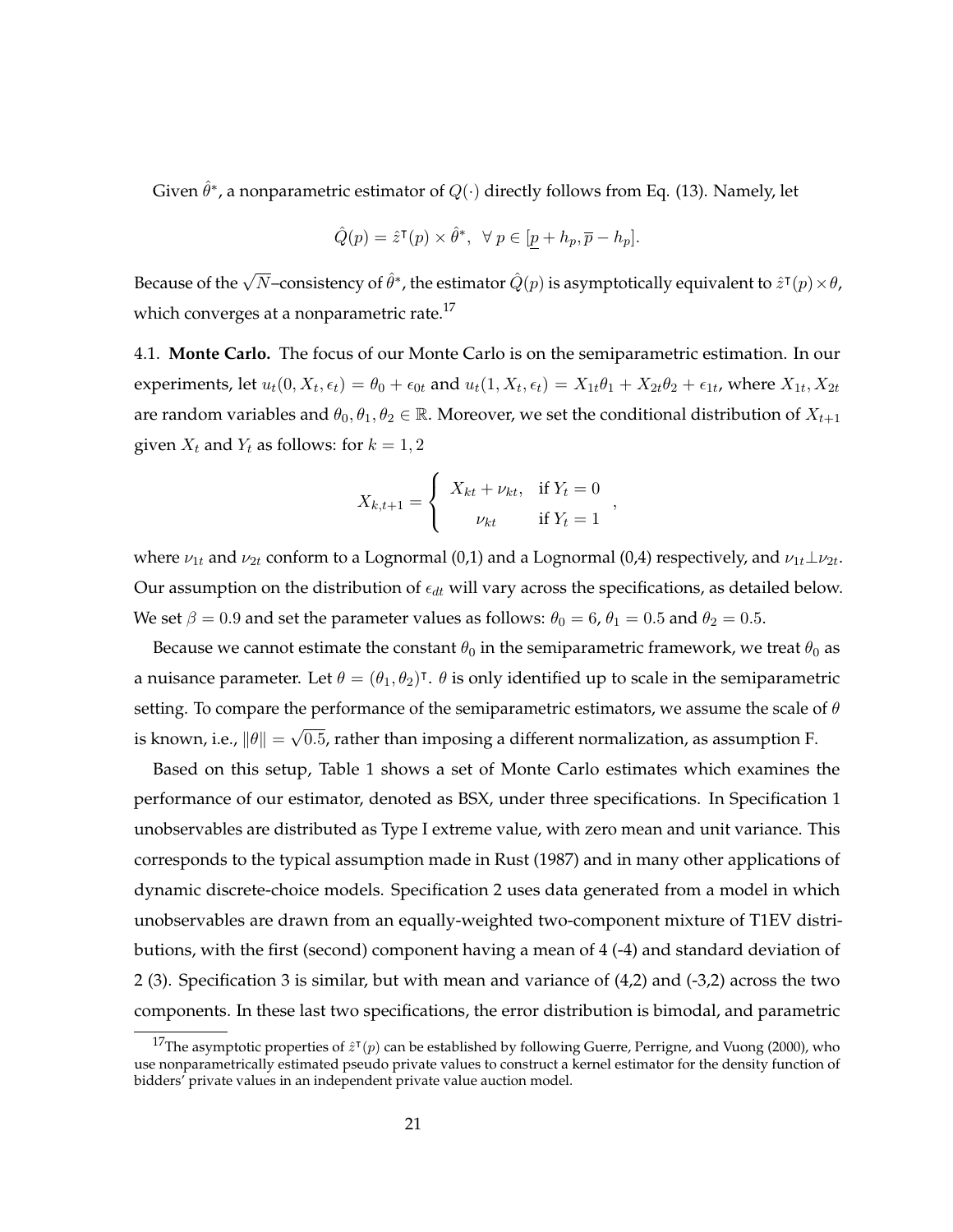Given $\hat{\theta}^*$, a nonparametric estimator of $Q(\cdot)$ directly follows from Eq. (13). Namely, let

$$\hat{Q}(p) = \hat{z}^{\intercal}(p) \times \hat{\theta}^*, \ \ \forall\, p \in [\underline{p} + h_p, \overline{p} - h_p].$$

Because of the $\sqrt{N}$–consistency of $\hat{\theta}^*$, the estimator $\hat{Q}(p)$ is asymptotically equivalent to $\hat{z}^{\intercal}(p) \times \theta$, which converges at a nonparametric rate.[17]

4.1. **Monte Carlo.** The focus of our Monte Carlo is on the semiparametric estimation. In our experiments, let $u_t(0, X_t, \epsilon_t) = \theta_0 + \epsilon_{0t}$ and $u_t(1, X_t, \epsilon_t) = X_{1t}\theta_1 + X_{2t}\theta_2 + \epsilon_{1t}$, where $X_{1t}, X_{2t}$ are random variables and $\theta_0, \theta_1, \theta_2 \in \mathbb{R}$. Moreover, we set the conditional distribution of $X_{t+1}$ given $X_t$ and $Y_t$ as follows: for $k = 1, 2$

$$X_{k,t+1} = \begin{cases} X_{kt} + \nu_{kt}, & \text{if } Y_t = 0 \\ \nu_{kt} & \text{if } Y_t = 1 \end{cases},$$

where $\nu_{1t}$ and $\nu_{2t}$ conform to a Lognormal (0,1) and a Lognormal (0,4) respectively, and $\nu_{1t} \perp \nu_{2t}$. Our assumption on the distribution of $\epsilon_{dt}$ will vary across the specifications, as detailed below. We set $\beta = 0.9$ and set the parameter values as follows: $\theta_0 = 6$, $\theta_1 = 0.5$ and $\theta_2 = 0.5$.

Because we cannot estimate the constant $\theta_0$ in the semiparametric framework, we treat $\theta_0$ as a nuisance parameter. Let $\theta = (\theta_1, \theta_2)^{\intercal}$. $\theta$ is only identified up to scale in the semiparametric setting. To compare the performance of the semiparametric estimators, we assume the scale of $\theta$ is known, i.e., $\|\theta\| = \sqrt{0.5}$, rather than imposing a different normalization, as assumption F.

Based on this setup, Table 1 shows a set of Monte Carlo estimates which examines the performance of our estimator, denoted as BSX, under three specifications. In Specification 1 unobservables are distributed as Type I extreme value, with zero mean and unit variance. This corresponds to the typical assumption made in Rust (1987) and in many other applications of dynamic discrete-choice models. Specification 2 uses data generated from a model in which unobservables are drawn from an equally-weighted two-component mixture of T1EV distributions, with the first (second) component having a mean of 4 (-4) and standard deviation of 2 (3). Specification 3 is similar, but with mean and variance of (4,2) and (-3,2) across the two components. In these last two specifications, the error distribution is bimodal, and parametric

[17] The asymptotic properties of $\hat{z}^{\intercal}(p)$ can be established by following Guerre, Perrigne, and Vuong (2000), who use nonparametrically estimated pseudo private values to construct a kernel estimator for the density function of bidders' private values in an independent private value auction model.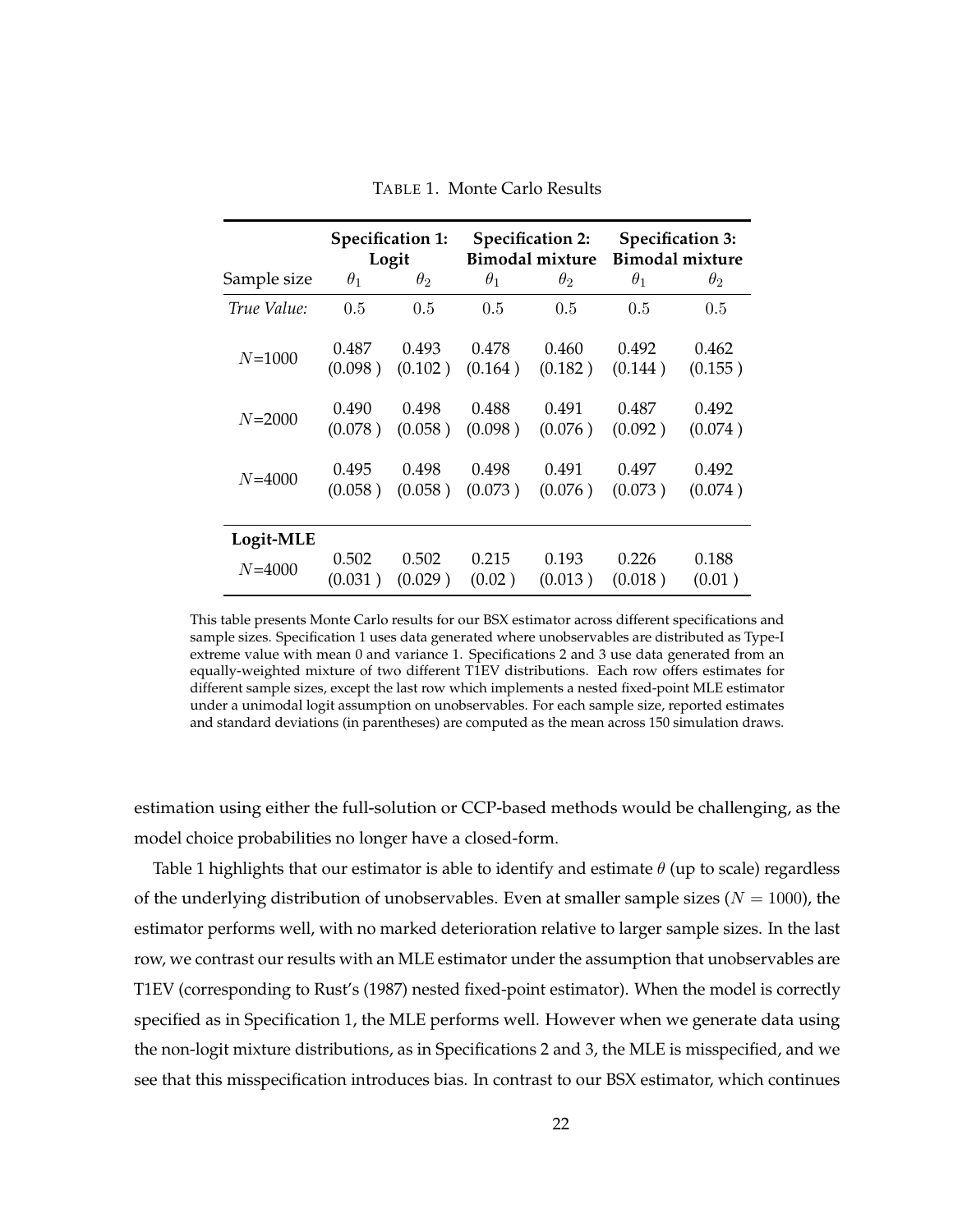TABLE 1. Monte Carlo Results

| Sample size | **Specification 1: Logit** $\theta_1$ | $\theta_2$ | **Specification 2: Bimodal mixture** $\theta_1$ | $\theta_2$ | **Specification 3: Bimodal mixture** $\theta_1$ | $\theta_2$ |
|---|---|---|---|---|---|---|
| *True Value:* | $0.5$ | $0.5$ | $0.5$ | $0.5$ | $0.5$ | $0.5$ |
| $N$=1000 | 0.487 (0.098 ) | 0.493 (0.102 ) | 0.478 (0.164 ) | 0.460 (0.182 ) | 0.492 (0.144 ) | 0.462 (0.155 ) |
| $N$=2000 | 0.490 (0.078 ) | 0.498 (0.058 ) | 0.488 (0.098 ) | 0.491 (0.076 ) | 0.487 (0.092 ) | 0.492 (0.074 ) |
| $N$=4000 | 0.495 (0.058 ) | 0.498 (0.058 ) | 0.498 (0.073 ) | 0.491 (0.076 ) | 0.497 (0.073 ) | 0.492 (0.074 ) |
| **Logit-MLE** | | | | | | |
| $N$=4000 | 0.502 (0.031 ) | 0.502 (0.029 ) | 0.215 (0.02 ) | 0.193 (0.013 ) | 0.226 (0.018 ) | 0.188 (0.01 ) |

This table presents Monte Carlo results for our BSX estimator across different specifications and sample sizes. Specification 1 uses data generated where unobservables are distributed as Type-I extreme value with mean 0 and variance 1. Specifications 2 and 3 use data generated from an equally-weighted mixture of two different T1EV distributions. Each row offers estimates for different sample sizes, except the last row which implements a nested fixed-point MLE estimator under a unimodal logit assumption on unobservables. For each sample size, reported estimates and standard deviations (in parentheses) are computed as the mean across 150 simulation draws.

estimation using either the full-solution or CCP-based methods would be challenging, as the model choice probabilities no longer have a closed-form.

Table 1 highlights that our estimator is able to identify and estimate $\theta$ (up to scale) regardless of the underlying distribution of unobservables. Even at smaller sample sizes ($N = 1000$), the estimator performs well, with no marked deterioration relative to larger sample sizes. In the last row, we contrast our results with an MLE estimator under the assumption that unobservables are T1EV (corresponding to Rust's (1987) nested fixed-point estimator). When the model is correctly specified as in Specification 1, the MLE performs well. However when we generate data using the non-logit mixture distributions, as in Specifications 2 and 3, the MLE is misspecified, and we see that this misspecification introduces bias. In contrast to our BSX estimator, which continues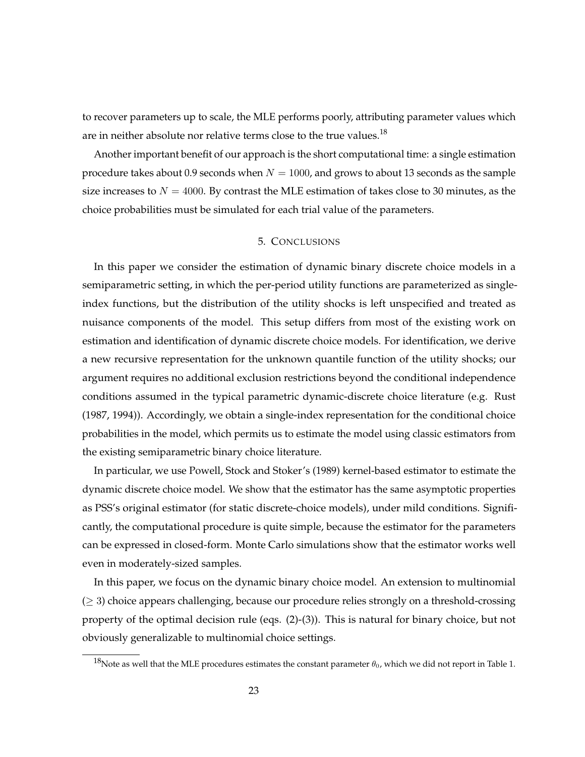to recover parameters up to scale, the MLE performs poorly, attributing parameter values which are in neither absolute nor relative terms close to the true values.[18]

Another important benefit of our approach is the short computational time: a single estimation procedure takes about 0.9 seconds when $N = 1000$, and grows to about 13 seconds as the sample size increases to $N = 4000$. By contrast the MLE estimation of takes close to 30 minutes, as the choice probabilities must be simulated for each trial value of the parameters.

## 5. Conclusions

In this paper we consider the estimation of dynamic binary discrete choice models in a semiparametric setting, in which the per-period utility functions are parameterized as single-index functions, but the distribution of the utility shocks is left unspecified and treated as nuisance components of the model. This setup differs from most of the existing work on estimation and identification of dynamic discrete choice models. For identification, we derive a new recursive representation for the unknown quantile function of the utility shocks; our argument requires no additional exclusion restrictions beyond the conditional independence conditions assumed in the typical parametric dynamic-discrete choice literature (e.g. Rust (1987, 1994)). Accordingly, we obtain a single-index representation for the conditional choice probabilities in the model, which permits us to estimate the model using classic estimators from the existing semiparametric binary choice literature.

In particular, we use Powell, Stock and Stoker's (1989) kernel-based estimator to estimate the dynamic discrete choice model. We show that the estimator has the same asymptotic properties as PSS's original estimator (for static discrete-choice models), under mild conditions. Significantly, the computational procedure is quite simple, because the estimator for the parameters can be expressed in closed-form. Monte Carlo simulations show that the estimator works well even in moderately-sized samples.

In this paper, we focus on the dynamic binary choice model. An extension to multinomial ($\geq 3$) choice appears challenging, because our procedure relies strongly on a threshold-crossing property of the optimal decision rule (eqs. (2)-(3)). This is natural for binary choice, but not obviously generalizable to multinomial choice settings.

---

[18] Note as well that the MLE procedures estimates the constant parameter $\theta_0$, which we did not report in Table 1.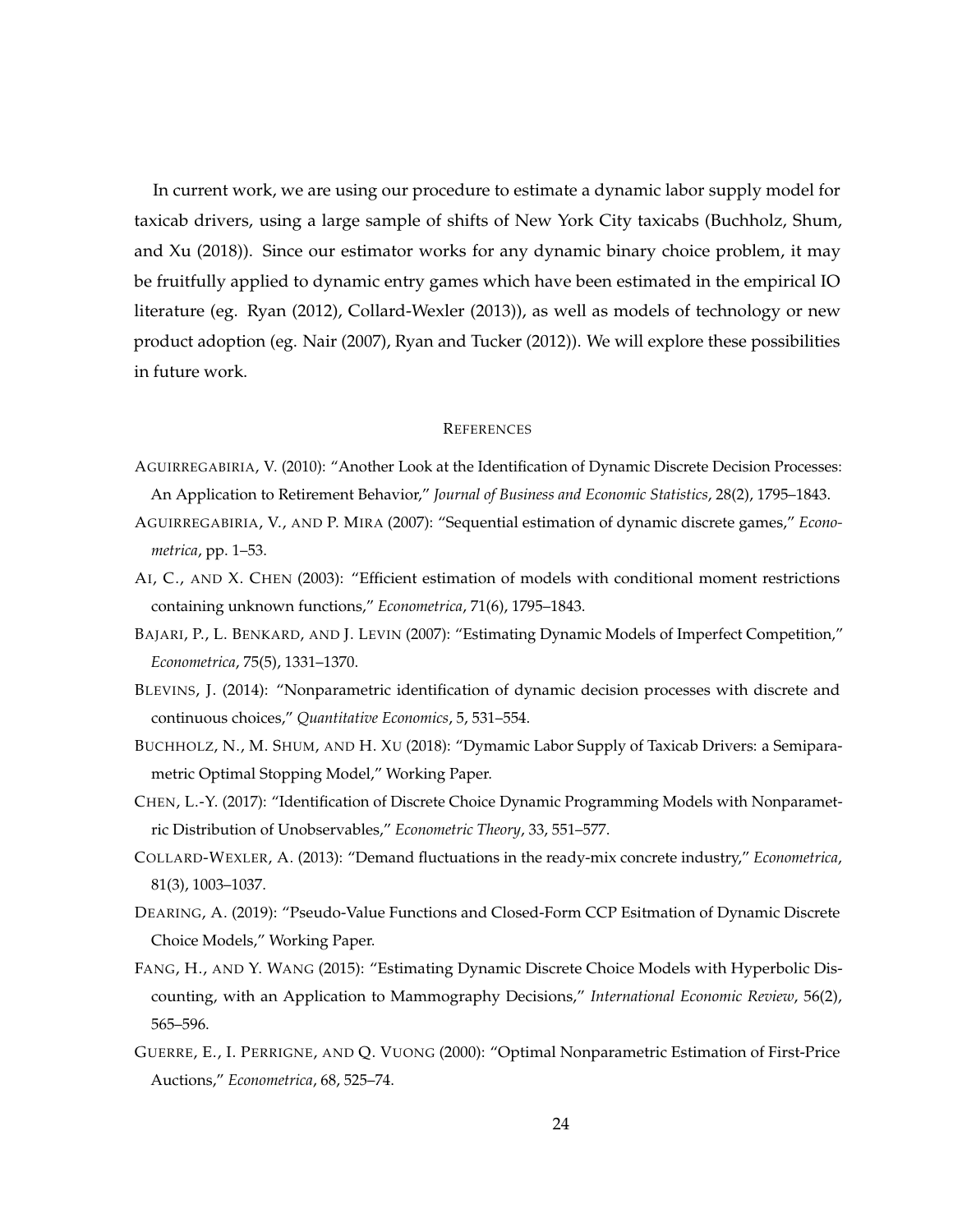In current work, we are using our procedure to estimate a dynamic labor supply model for taxicab drivers, using a large sample of shifts of New York City taxicabs (Buchholz, Shum, and Xu (2018)). Since our estimator works for any dynamic binary choice problem, it may be fruitfully applied to dynamic entry games which have been estimated in the empirical IO literature (eg. Ryan (2012), Collard-Wexler (2013)), as well as models of technology or new product adoption (eg. Nair (2007), Ryan and Tucker (2012)). We will explore these possibilities in future work.

## References

AGUIRREGABIRIA, V. (2010): "Another Look at the Identification of Dynamic Discrete Decision Processes: An Application to Retirement Behavior," *Journal of Business and Economic Statistics*, 28(2), 1795–1843.

AGUIRREGABIRIA, V., AND P. MIRA (2007): "Sequential estimation of dynamic discrete games," *Econometrica*, pp. 1–53.

AI, C., AND X. CHEN (2003): "Efficient estimation of models with conditional moment restrictions containing unknown functions," *Econometrica*, 71(6), 1795–1843.

BAJARI, P., L. BENKARD, AND J. LEVIN (2007): "Estimating Dynamic Models of Imperfect Competition," *Econometrica*, 75(5), 1331–1370.

BLEVINS, J. (2014): "Nonparametric identification of dynamic decision processes with discrete and continuous choices," *Quantitative Economics*, 5, 531–554.

BUCHHOLZ, N., M. SHUM, AND H. XU (2018): "Dymamic Labor Supply of Taxicab Drivers: a Semiparametric Optimal Stopping Model," Working Paper.

CHEN, L.-Y. (2017): "Identification of Discrete Choice Dynamic Programming Models with Nonparametric Distribution of Unobservables," *Econometric Theory*, 33, 551–577.

COLLARD-WEXLER, A. (2013): "Demand fluctuations in the ready-mix concrete industry," *Econometrica*, 81(3), 1003–1037.

DEARING, A. (2019): "Pseudo-Value Functions and Closed-Form CCP Esitmation of Dynamic Discrete Choice Models," Working Paper.

FANG, H., AND Y. WANG (2015): "Estimating Dynamic Discrete Choice Models with Hyperbolic Discounting, with an Application to Mammography Decisions," *International Economic Review*, 56(2), 565–596.

GUERRE, E., I. PERRIGNE, AND Q. VUONG (2000): "Optimal Nonparametric Estimation of First-Price Auctions," *Econometrica*, 68, 525–74.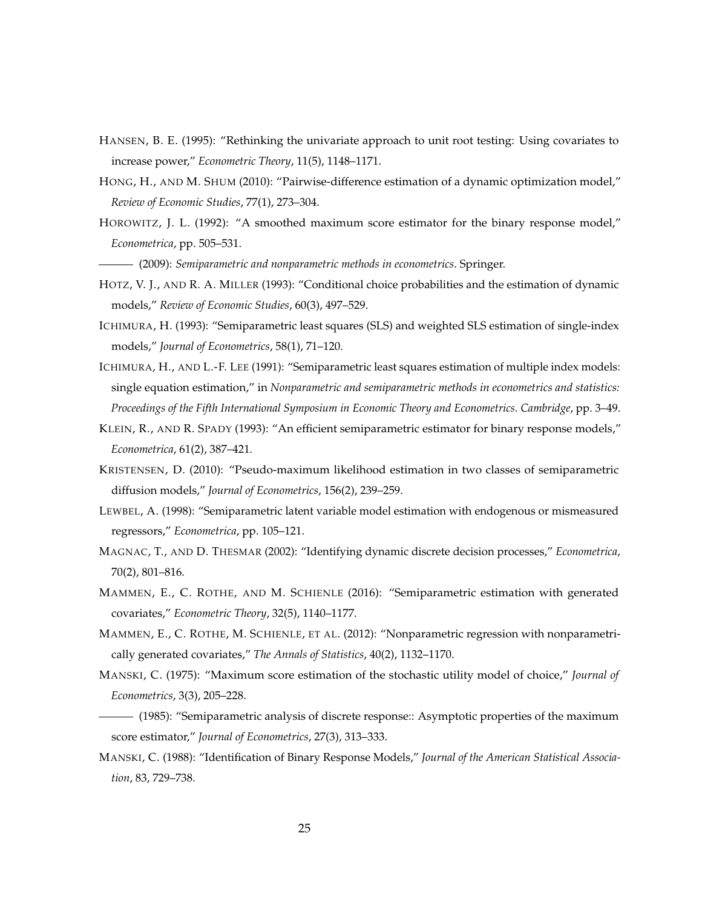HANSEN, B. E. (1995): "Rethinking the univariate approach to unit root testing: Using covariates to increase power," *Econometric Theory*, 11(5), 1148–1171.

HONG, H., AND M. SHUM (2010): "Pairwise-difference estimation of a dynamic optimization model," *Review of Economic Studies*, 77(1), 273–304.

HOROWITZ, J. L. (1992): "A smoothed maximum score estimator for the binary response model," *Econometrica*, pp. 505–531.

——— (2009): *Semiparametric and nonparametric methods in econometrics*. Springer.

HOTZ, V. J., AND R. A. MILLER (1993): "Conditional choice probabilities and the estimation of dynamic models," *Review of Economic Studies*, 60(3), 497–529.

ICHIMURA, H. (1993): "Semiparametric least squares (SLS) and weighted SLS estimation of single-index models," *Journal of Econometrics*, 58(1), 71–120.

ICHIMURA, H., AND L.-F. LEE (1991): "Semiparametric least squares estimation of multiple index models: single equation estimation," in *Nonparametric and semiparametric methods in econometrics and statistics: Proceedings of the Fifth International Symposium in Economic Theory and Econometrics. Cambridge*, pp. 3–49.

KLEIN, R., AND R. SPADY (1993): "An efficient semiparametric estimator for binary response models," *Econometrica*, 61(2), 387–421.

KRISTENSEN, D. (2010): "Pseudo-maximum likelihood estimation in two classes of semiparametric diffusion models," *Journal of Econometrics*, 156(2), 239–259.

LEWBEL, A. (1998): "Semiparametric latent variable model estimation with endogenous or mismeasured regressors," *Econometrica*, pp. 105–121.

MAGNAC, T., AND D. THESMAR (2002): "Identifying dynamic discrete decision processes," *Econometrica*, 70(2), 801–816.

MAMMEN, E., C. ROTHE, AND M. SCHIENLE (2016): "Semiparametric estimation with generated covariates," *Econometric Theory*, 32(5), 1140–1177.

MAMMEN, E., C. ROTHE, M. SCHIENLE, ET AL. (2012): "Nonparametric regression with nonparametrically generated covariates," *The Annals of Statistics*, 40(2), 1132–1170.

MANSKI, C. (1975): "Maximum score estimation of the stochastic utility model of choice," *Journal of Econometrics*, 3(3), 205–228.

——— (1985): "Semiparametric analysis of discrete response:: Asymptotic properties of the maximum score estimator," *Journal of Econometrics*, 27(3), 313–333.

MANSKI, C. (1988): "Identification of Binary Response Models," *Journal of the American Statistical Association*, 83, 729–738.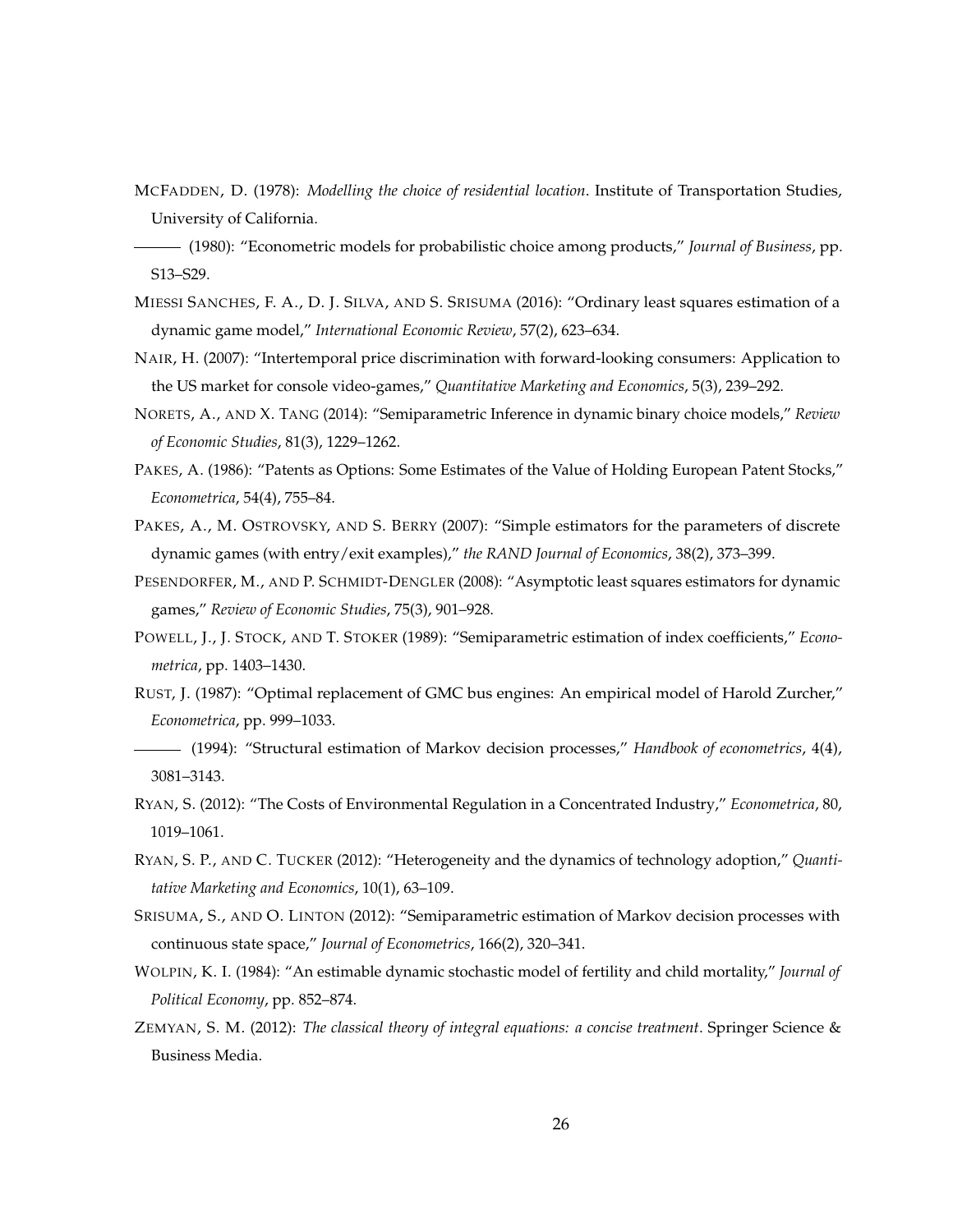MCFADDEN, D. (1978): *Modelling the choice of residential location*. Institute of Transportation Studies, University of California.

——— (1980): "Econometric models for probabilistic choice among products," *Journal of Business*, pp. S13–S29.

MIESSI SANCHES, F. A., D. J. SILVA, AND S. SRISUMA (2016): "Ordinary least squares estimation of a dynamic game model," *International Economic Review*, 57(2), 623–634.

NAIR, H. (2007): "Intertemporal price discrimination with forward-looking consumers: Application to the US market for console video-games," *Quantitative Marketing and Economics*, 5(3), 239–292.

NORETS, A., AND X. TANG (2014): "Semiparametric Inference in dynamic binary choice models," *Review of Economic Studies*, 81(3), 1229–1262.

PAKES, A. (1986): "Patents as Options: Some Estimates of the Value of Holding European Patent Stocks," *Econometrica*, 54(4), 755–84.

PAKES, A., M. OSTROVSKY, AND S. BERRY (2007): "Simple estimators for the parameters of discrete dynamic games (with entry/exit examples)," *the RAND Journal of Economics*, 38(2), 373–399.

PESENDORFER, M., AND P. SCHMIDT-DENGLER (2008): "Asymptotic least squares estimators for dynamic games," *Review of Economic Studies*, 75(3), 901–928.

POWELL, J., J. STOCK, AND T. STOKER (1989): "Semiparametric estimation of index coefficients," *Econometrica*, pp. 1403–1430.

RUST, J. (1987): "Optimal replacement of GMC bus engines: An empirical model of Harold Zurcher," *Econometrica*, pp. 999–1033.

——— (1994): "Structural estimation of Markov decision processes," *Handbook of econometrics*, 4(4), 3081–3143.

RYAN, S. (2012): "The Costs of Environmental Regulation in a Concentrated Industry," *Econometrica*, 80, 1019–1061.

RYAN, S. P., AND C. TUCKER (2012): "Heterogeneity and the dynamics of technology adoption," *Quantitative Marketing and Economics*, 10(1), 63–109.

SRISUMA, S., AND O. LINTON (2012): "Semiparametric estimation of Markov decision processes with continuous state space," *Journal of Econometrics*, 166(2), 320–341.

WOLPIN, K. I. (1984): "An estimable dynamic stochastic model of fertility and child mortality," *Journal of Political Economy*, pp. 852–874.

ZEMYAN, S. M. (2012): *The classical theory of integral equations: a concise treatment*. Springer Science & Business Media.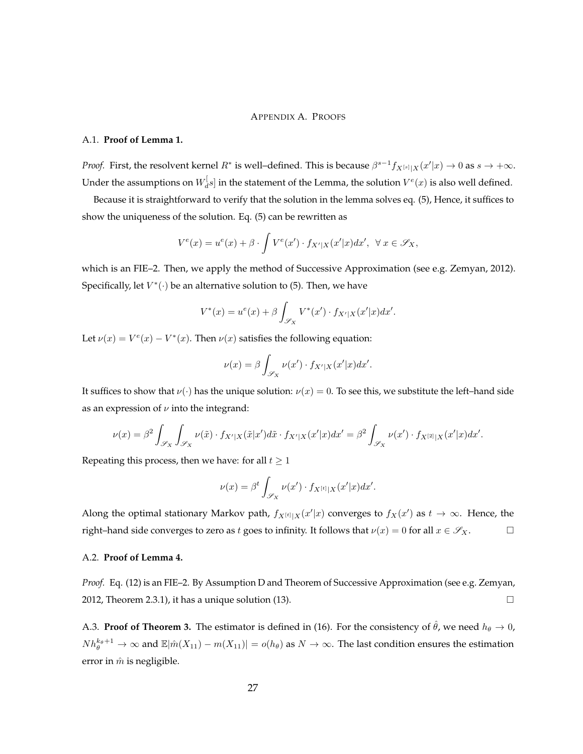## Appendix A. Proofs

### A.1. **Proof of Lemma 1.**

*Proof.* First, the resolvent kernel $R^*$ is well–defined. This is because $\beta^{s-1} f_{X^{[s]}|X}(x'|x) \to 0$ as $s \to +\infty$. Under the assumptions on $W_d^[s]$ in the statement of the Lemma, the solution $V^e(x)$ is also well defined.

Because it is straightforward to verify that the solution in the lemma solves eq. (5), Hence, it suffices to show the uniqueness of the solution. Eq. (5) can be rewritten as

$$V^e(x) = u^e(x) + \beta \cdot \int V^e(x') \cdot f_{X'|X}(x'|x)dx', \ \forall \, x \in \mathscr{S}_X,$$

which is an FIE–2. Then, we apply the method of Successive Approximation (see e.g. Zemyan, 2012). Specifically, let $V^*(\cdot)$ be an alternative solution to (5). Then, we have

$$V^*(x) = u^e(x) + \beta \int_{\mathscr{S}_X} V^*(x') \cdot f_{X'|X}(x'|x)dx'.$$

Let $\nu(x) = V^e(x) - V^*(x)$. Then $\nu(x)$ satisfies the following equation:

$$\nu(x) = \beta \int_{\mathscr{S}_X} \nu(x') \cdot f_{X'|X}(x'|x)dx'.$$

It suffices to show that $\nu(\cdot)$ has the unique solution: $\nu(x) = 0$. To see this, we substitute the left–hand side as an expression of $\nu$ into the integrand:

$$\nu(x) = \beta^2 \int_{\mathscr{S}_X} \int_{\mathscr{S}_X} \nu(\tilde{x}) \cdot f_{X'|X}(\tilde{x}|x')d\tilde{x} \cdot f_{X'|X}(x'|x)dx' = \beta^2 \int_{\mathscr{S}_X} \nu(x') \cdot f_{X^{[2]}|X}(x'|x)dx'.$$

Repeating this process, then we have: for all $t \geq 1$

$$\nu(x) = \beta^t \int_{\mathscr{S}_X} \nu(x') \cdot f_{X^{[t]}|X}(x'|x)dx'.$$

Along the optimal stationary Markov path, $f_{X^{[t]}|X}(x'|x)$ converges to $f_X(x')$ as $t \to \infty$. Hence, the right–hand side converges to zero as $t$ goes to infinity. It follows that $\nu(x) = 0$ for all $x \in \mathscr{S}_X$. □

### A.2. **Proof of Lemma 4.**

*Proof.* Eq. (12) is an FIE–2. By Assumption D and Theorem of Successive Approximation (see e.g. Zemyan, 2012, Theorem 2.3.1), it has a unique solution (13). □

A.3. **Proof of Theorem 3.** The estimator is defined in (16). For the consistency of $\hat{\theta}$, we need $h_\theta \to 0$, $N h_\theta^{k_\theta+1} \to \infty$ and $\mathbb{E}|\hat{m}(X_{11}) - m(X_{11})| = o(h_\theta)$ as $N \to \infty$. The last condition ensures the estimation error in $\hat{m}$ is negligible.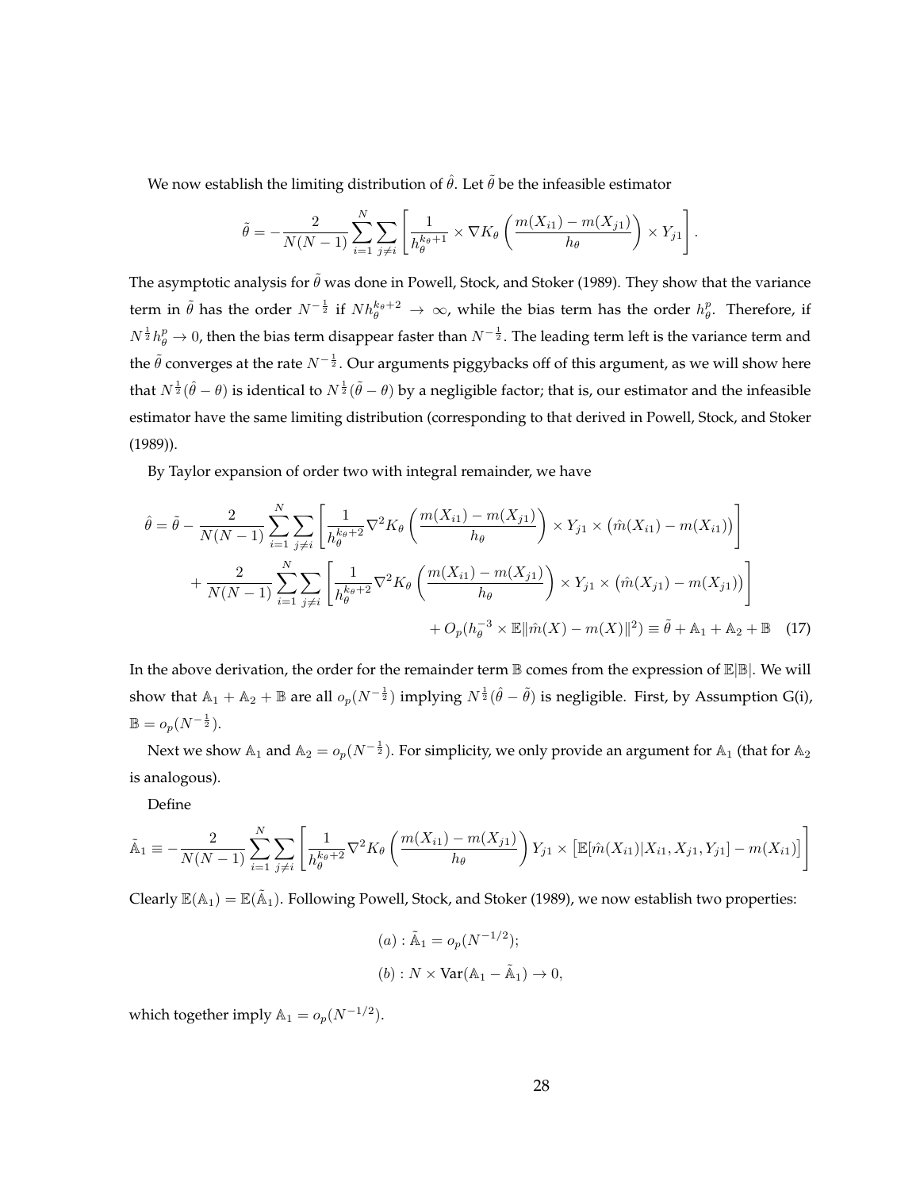We now establish the limiting distribution of $\hat{\theta}$. Let $\tilde{\theta}$ be the infeasible estimator

$$
\tilde{\theta} = -\frac{2}{N(N-1)} \sum_{i=1}^{N} \sum_{j \neq i} \left[ \frac{1}{h_\theta^{k_\theta + 1}} \times \nabla K_\theta \left( \frac{m(X_{i1}) - m(X_{j1})}{h_\theta} \right) \times Y_{j1} \right].
$$

The asymptotic analysis for $\tilde{\theta}$ was done in Powell, Stock, and Stoker (1989). They show that the variance term in $\tilde{\theta}$ has the order $N^{-\frac{1}{2}}$ if $N h_\theta^{k_\theta+2} \to \infty$, while the bias term has the order $h_\theta^p$. Therefore, if $N^{\frac{1}{2}} h_\theta^p \to 0$, then the bias term disappear faster than $N^{-\frac{1}{2}}$. The leading term left is the variance term and the $\tilde{\theta}$ converges at the rate $N^{-\frac{1}{2}}$. Our arguments piggybacks off of this argument, as we will show here that $N^{\frac{1}{2}}(\hat{\theta} - \theta)$ is identical to $N^{\frac{1}{2}}(\tilde{\theta} - \theta)$ by a negligible factor; that is, our estimator and the infeasible estimator have the same limiting distribution (corresponding to that derived in Powell, Stock, and Stoker (1989)).

By Taylor expansion of order two with integral remainder, we have

$$
\begin{aligned}
\hat{\theta} = \tilde{\theta} &- \frac{2}{N(N-1)} \sum_{i=1}^{N} \sum_{j \neq i} \left[ \frac{1}{h_\theta^{k_\theta+2}} \nabla^2 K_\theta \left( \frac{m(X_{i1}) - m(X_{j1})}{h_\theta} \right) \times Y_{j1} \times \left( \hat{m}(X_{i1}) - m(X_{i1}) \right) \right] \\
&+ \frac{2}{N(N-1)} \sum_{i=1}^{N} \sum_{j \neq i} \left[ \frac{1}{h_\theta^{k_\theta+2}} \nabla^2 K_\theta \left( \frac{m(X_{i1}) - m(X_{j1})}{h_\theta} \right) \times Y_{j1} \times \left( \hat{m}(X_{j1}) - m(X_{j1}) \right) \right] \\
&+ O_p(h_\theta^{-3} \times \mathbb{E} \| \hat{m}(X) - m(X) \|^2) \equiv \tilde{\theta} + \mathbb{A}_1 + \mathbb{A}_2 + \mathbb{B} \quad (17)
\end{aligned}
$$

In the above derivation, the order for the remainder term $\mathbb{B}$ comes from the expression of $\mathbb{E}|\mathbb{B}|$. We will show that $\mathbb{A}_1 + \mathbb{A}_2 + \mathbb{B}$ are all $o_p(N^{-\frac{1}{2}})$ implying $N^{\frac{1}{2}}(\hat{\theta} - \tilde{\theta})$ is negligible. First, by Assumption G(i), $\mathbb{B} = o_p(N^{-\frac{1}{2}})$.

Next we show $\mathbb{A}_1$ and $\mathbb{A}_2 = o_p(N^{-\frac{1}{2}})$. For simplicity, we only provide an argument for $\mathbb{A}_1$ (that for $\mathbb{A}_2$ is analogous).

Define

$$
\tilde{\mathbb{A}}_1 \equiv -\frac{2}{N(N-1)} \sum_{i=1}^{N} \sum_{j \neq i} \left[ \frac{1}{h_\theta^{k_\theta+2}} \nabla^2 K_\theta \left( \frac{m(X_{i1}) - m(X_{j1})}{h_\theta} \right) Y_{j1} \times \left[ \mathbb{E}[\hat{m}(X_{i1}) | X_{i1}, X_{j1}, Y_{j1}] - m(X_{i1}) \right] \right]
$$

Clearly $\mathbb{E}(\mathbb{A}_1) = \mathbb{E}(\tilde{\mathbb{A}}_1)$. Following Powell, Stock, and Stoker (1989), we now establish two properties:

$$
\begin{aligned}
&(a) : \tilde{\mathbb{A}}_1 = o_p(N^{-1/2}); \\
&(b) : N \times \text{Var}(\mathbb{A}_1 - \tilde{\mathbb{A}}_1) \to 0,
\end{aligned}
$$

which together imply $\mathbb{A}_1 = o_p(N^{-1/2})$.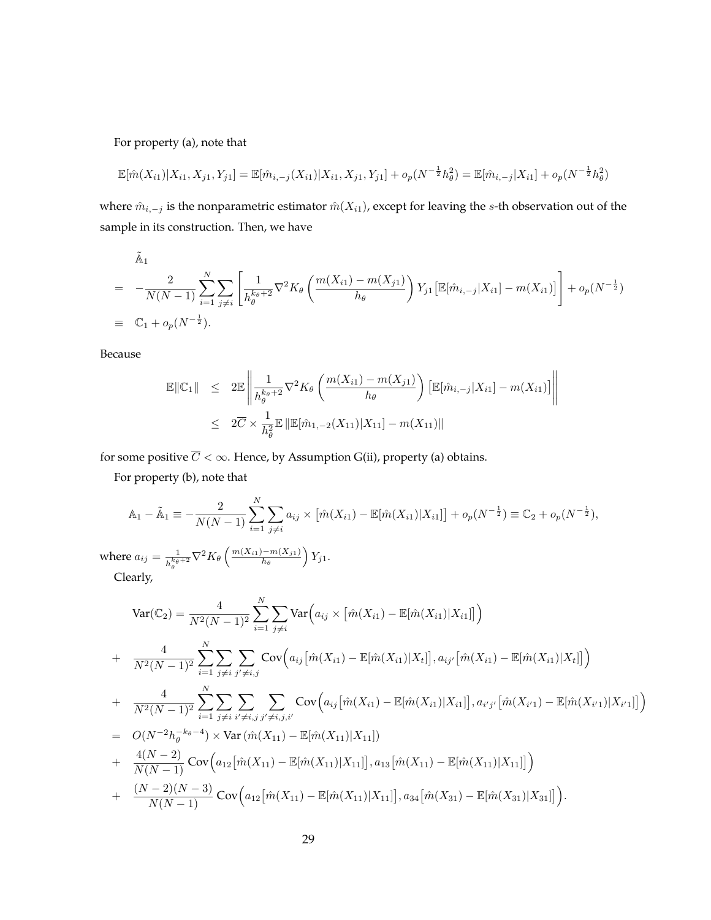For property (a), note that

$$\mathbb{E}[\hat{m}(X_{i1})|X_{i1}, X_{j1}, Y_{j1}] = \mathbb{E}[\hat{m}_{i,-j}(X_{i1})|X_{i1}, X_{j1}, Y_{j1}] + o_p(N^{-\frac{1}{2}}h_\theta^2) = \mathbb{E}[\hat{m}_{i,-j}|X_{i1}] + o_p(N^{-\frac{1}{2}}h_\theta^2)$$

where $\hat{m}_{i,-j}$ is the nonparametric estimator $\hat{m}(X_{i1})$, except for leaving the $s$-th observation out of the sample in its construction. Then, we have

$$\begin{aligned}
&\tilde{\mathbb{A}}_1 \\
= \;& -\frac{2}{N(N-1)}\sum_{i=1}^{N}\sum_{j\neq i}\left[\frac{1}{h_\theta^{k_\theta+2}}\nabla^2 K_\theta\left(\frac{m(X_{i1})-m(X_{j1})}{h_\theta}\right)Y_{j1}\big[\mathbb{E}[\hat{m}_{i,-j}|X_{i1}] - m(X_{i1})\big]\right] + o_p(N^{-\frac{1}{2}}) \\
\equiv \;& \mathbb{C}_1 + o_p(N^{-\frac{1}{2}}).
\end{aligned}$$

Because

$$\begin{aligned}
\mathbb{E}\|\mathbb{C}_1\| &\leq 2\mathbb{E}\left\|\frac{1}{h_\theta^{k_\theta+2}}\nabla^2 K_\theta\left(\frac{m(X_{i1})-m(X_{j1})}{h_\theta}\right)\big[\mathbb{E}[\hat{m}_{i,-j}|X_{i1}] - m(X_{i1})\big]\right\| \\
&\leq 2\overline{C} \times \frac{1}{h_\theta^2}\mathbb{E}\left\|\mathbb{E}[\hat{m}_{1,-2}(X_{11})|X_{11}] - m(X_{11})\right\|
\end{aligned}$$

for some positive $\overline{C} < \infty$. Hence, by Assumption G(ii), property (a) obtains.

For property (b), note that

$$\mathbb{A}_1 - \tilde{\mathbb{A}}_1 \equiv -\frac{2}{N(N-1)}\sum_{i=1}^{N}\sum_{j\neq i} a_{ij}\times\big[\hat{m}(X_{i1}) - \mathbb{E}[\hat{m}(X_{i1})|X_{i1}]\big] + o_p(N^{-\frac{1}{2}}) \equiv \mathbb{C}_2 + o_p(N^{-\frac{1}{2}}),$$

where $a_{ij} = \frac{1}{h_\theta^{k_\theta+2}}\nabla^2 K_\theta\left(\frac{m(X_{i1})-m(X_{j1})}{h_\theta}\right)Y_{j1}$.

Clearly,

$$\begin{aligned}
&\mathrm{Var}(\mathbb{C}_2) = \frac{4}{N^2(N-1)^2}\sum_{i=1}^{N}\sum_{j\neq i}\mathrm{Var}\Big(a_{ij}\times\big[\hat{m}(X_{i1}) - \mathbb{E}[\hat{m}(X_{i1})|X_{i1}]\big]\Big) \\
+ \;& \frac{4}{N^2(N-1)^2}\sum_{i=1}^{N}\sum_{j\neq i}\sum_{j'\neq i,j}\mathrm{Cov}\Big(a_{ij}\big[\hat{m}(X_{i1}) - \mathbb{E}[\hat{m}(X_{i1})|X_t]\big], a_{ij'}\big[\hat{m}(X_{i1}) - \mathbb{E}[\hat{m}(X_{i1})|X_t]\big]\Big) \\
+ \;& \frac{4}{N^2(N-1)^2}\sum_{i=1}^{N}\sum_{j\neq i}\sum_{i'\neq i,j}\sum_{j'\neq i,j,i'}\mathrm{Cov}\Big(a_{ij}\big[\hat{m}(X_{i1}) - \mathbb{E}[\hat{m}(X_{i1})|X_{i1}]\big], a_{i'j'}\big[\hat{m}(X_{i'1}) - \mathbb{E}[\hat{m}(X_{i'1})|X_{i'1}]\big]\Big) \\
= \;& O(N^{-2}h_\theta^{-k_\theta-4}) \times \mathrm{Var}\left(\hat{m}(X_{11}) - \mathbb{E}[\hat{m}(X_{11})|X_{11}]\right) \\
+ \;& \frac{4(N-2)}{N(N-1)}\mathrm{Cov}\Big(a_{12}\big[\hat{m}(X_{11}) - \mathbb{E}[\hat{m}(X_{11})|X_{11}]\big], a_{13}\big[\hat{m}(X_{11}) - \mathbb{E}[\hat{m}(X_{11})|X_{11}]\big]\Big) \\
+ \;& \frac{(N-2)(N-3)}{N(N-1)}\mathrm{Cov}\Big(a_{12}\big[\hat{m}(X_{11}) - \mathbb{E}[\hat{m}(X_{11})|X_{11}]\big], a_{34}\big[\hat{m}(X_{31}) - \mathbb{E}[\hat{m}(X_{31})|X_{31}]\big]\Big).
\end{aligned}$$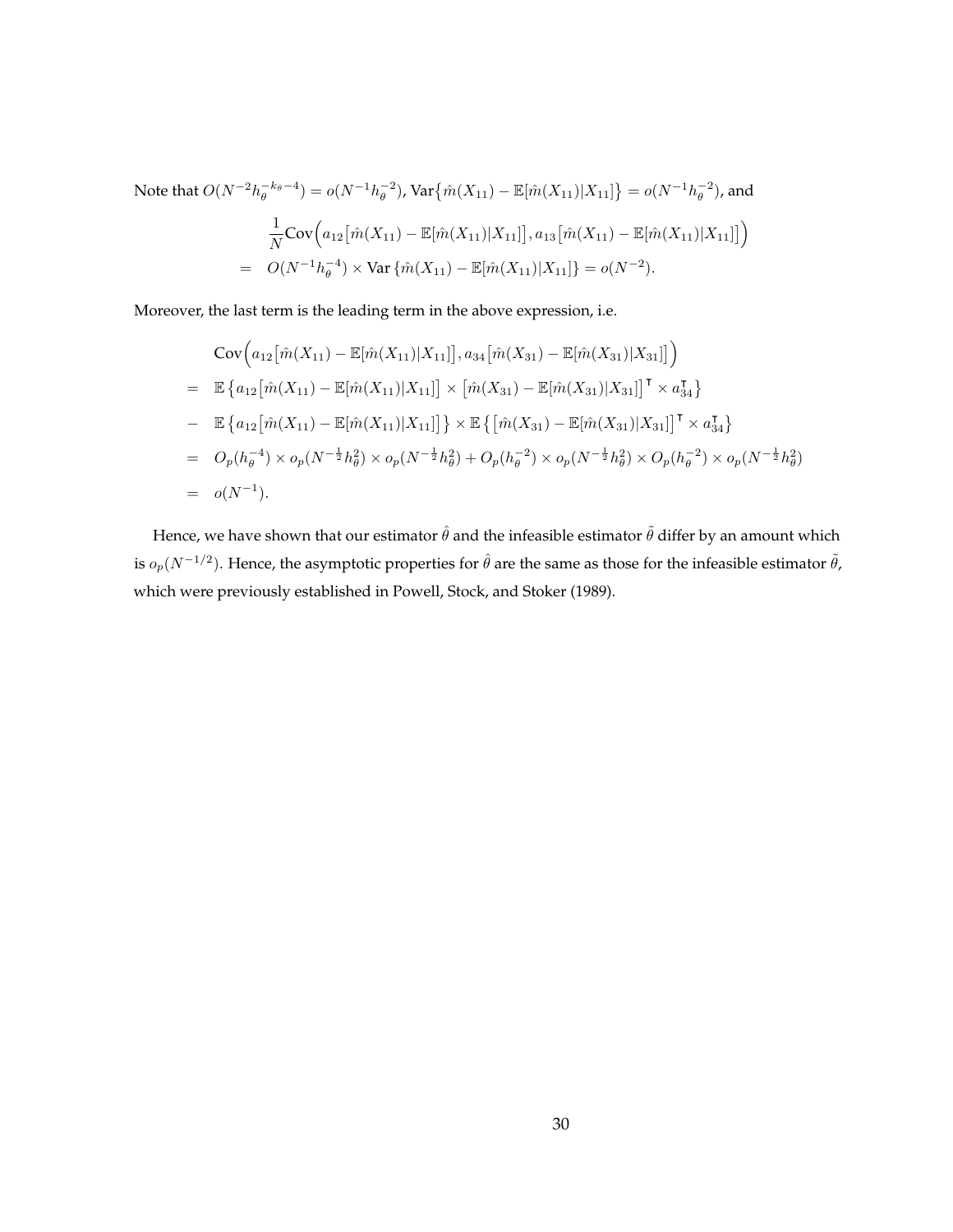Note that $O(N^{-2}h_\theta^{-k_\theta-4}) = o(N^{-1}h_\theta^{-2})$, $\text{Var}\big\{\hat{m}(X_{11}) - \mathbb{E}[\hat{m}(X_{11})|X_{11}]\big\} = o(N^{-1}h_\theta^{-2})$, and

$$
\begin{aligned}
& \frac{1}{N}\text{Cov}\Big(a_{12}\big[\hat{m}(X_{11}) - \mathbb{E}[\hat{m}(X_{11})|X_{11}]\big], a_{13}\big[\hat{m}(X_{11}) - \mathbb{E}[\hat{m}(X_{11})|X_{11}]\big]\Big) \\
= \quad & O(N^{-1}h_\theta^{-4}) \times \text{Var}\left\{\hat{m}(X_{11}) - \mathbb{E}[\hat{m}(X_{11})|X_{11}]\right\} = o(N^{-2}).
\end{aligned}
$$

Moreover, the last term is the leading term in the above expression, i.e.

$$
\begin{aligned}
& \text{Cov}\Big(a_{12}\big[\hat{m}(X_{11}) - \mathbb{E}[\hat{m}(X_{11})|X_{11}]\big], a_{34}\big[\hat{m}(X_{31}) - \mathbb{E}[\hat{m}(X_{31})|X_{31}]\big]\Big) \\
= \quad & \mathbb{E}\left\{a_{12}\big[\hat{m}(X_{11}) - \mathbb{E}[\hat{m}(X_{11})|X_{11}]\big] \times \big[\hat{m}(X_{31}) - \mathbb{E}[\hat{m}(X_{31})|X_{31}]\big]^\intercal \times a_{34}^\intercal\right\} \\
- \quad & \mathbb{E}\left\{a_{12}\big[\hat{m}(X_{11}) - \mathbb{E}[\hat{m}(X_{11})|X_{11}]\big]\right\} \times \mathbb{E}\left\{\big[\hat{m}(X_{31}) - \mathbb{E}[\hat{m}(X_{31})|X_{31}]\big]^\intercal \times a_{34}^\intercal\right\} \\
= \quad & O_p(h_\theta^{-4}) \times o_p(N^{-\frac{1}{2}}h_\theta^2) \times o_p(N^{-\frac{1}{2}}h_\theta^2) + O_p(h_\theta^{-2}) \times o_p(N^{-\frac{1}{2}}h_\theta^2) \times O_p(h_\theta^{-2}) \times o_p(N^{-\frac{1}{2}}h_\theta^2) \\
= \quad & o(N^{-1}).
\end{aligned}
$$

Hence, we have shown that our estimator $\hat{\theta}$ and the infeasible estimator $\tilde{\theta}$ differ by an amount which is $o_p(N^{-1/2})$. Hence, the asymptotic properties for $\hat{\theta}$ are the same as those for the infeasible estimator $\tilde{\theta}$, which were previously established in Powell, Stock, and Stoker (1989).